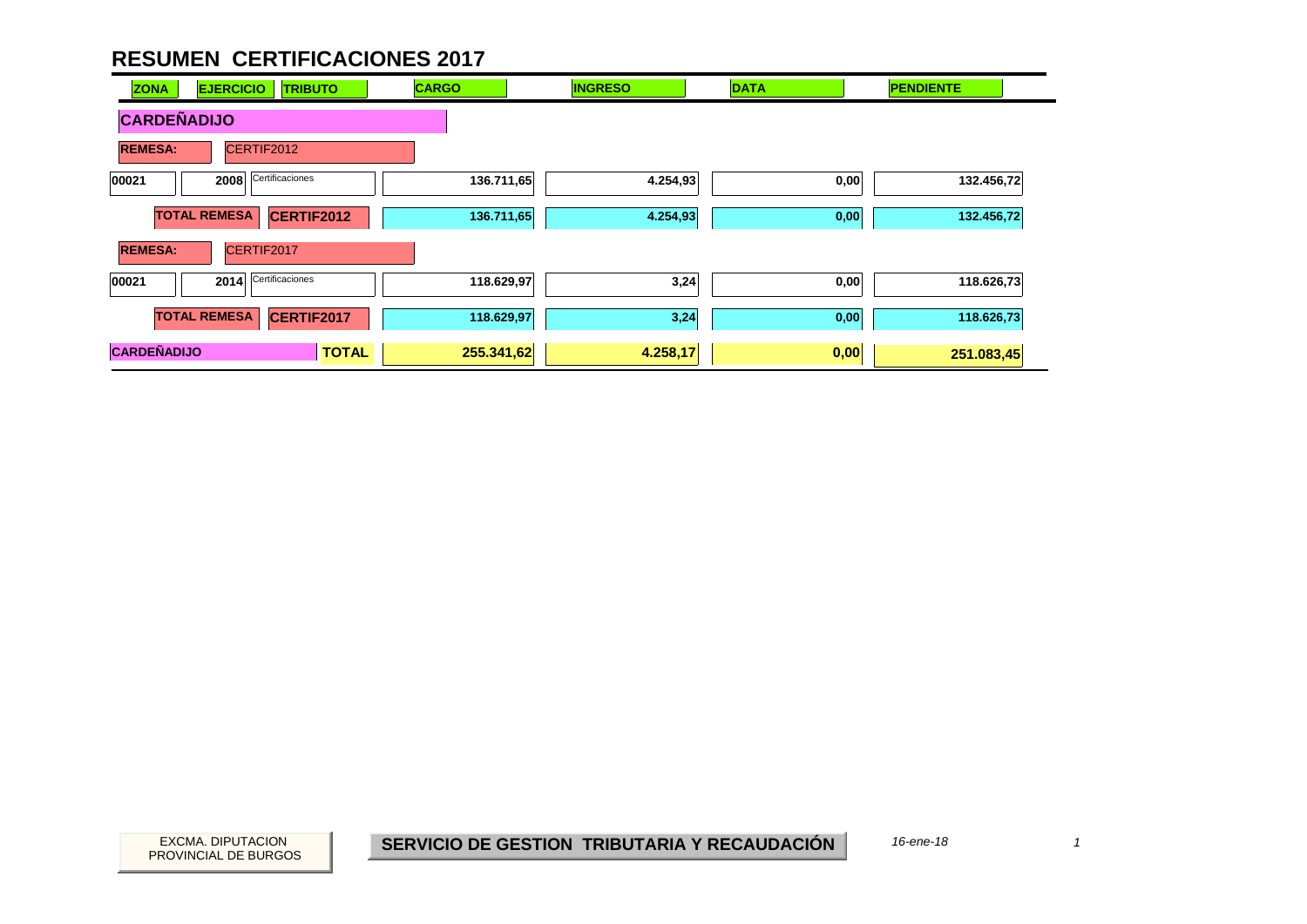# RESUMEN CERTIFICACIONES 2017

| ZONA | EJERCICIO | TRIBUTO | CARGO | INGRESO | DATA | PENDIENTE |
|---|---|---|---|---|---|---|
| **CARDEÑADIJO** | | | | | | |
| **REMESA:** | CERTIF2012 | | | | | |
| 00021 | 2008 | Certificaciones | 136.711,65 | 4.254,93 | 0,00 | 132.456,72 |
| **TOTAL REMESA** | **CERTIF2012** | | 136.711,65 | 4.254,93 | 0,00 | 132.456,72 |
| **REMESA:** | CERTIF2017 | | | | | |
| 00021 | 2014 | Certificaciones | 118.629,97 | 3,24 | 0,00 | 118.626,73 |
| **TOTAL REMESA** | **CERTIF2017** | | 118.629,97 | 3,24 | 0,00 | 118.626,73 |
| **CARDEÑADIJO** | | **TOTAL** | **255.341,62** | **4.258,17** | **0,00** | **251.083,45** |

EXCMA. DIPUTACION PROVINCIAL DE BURGOS

**SERVICIO DE GESTION TRIBUTARIA Y RECAUDACIÓN**

*16-ene-18*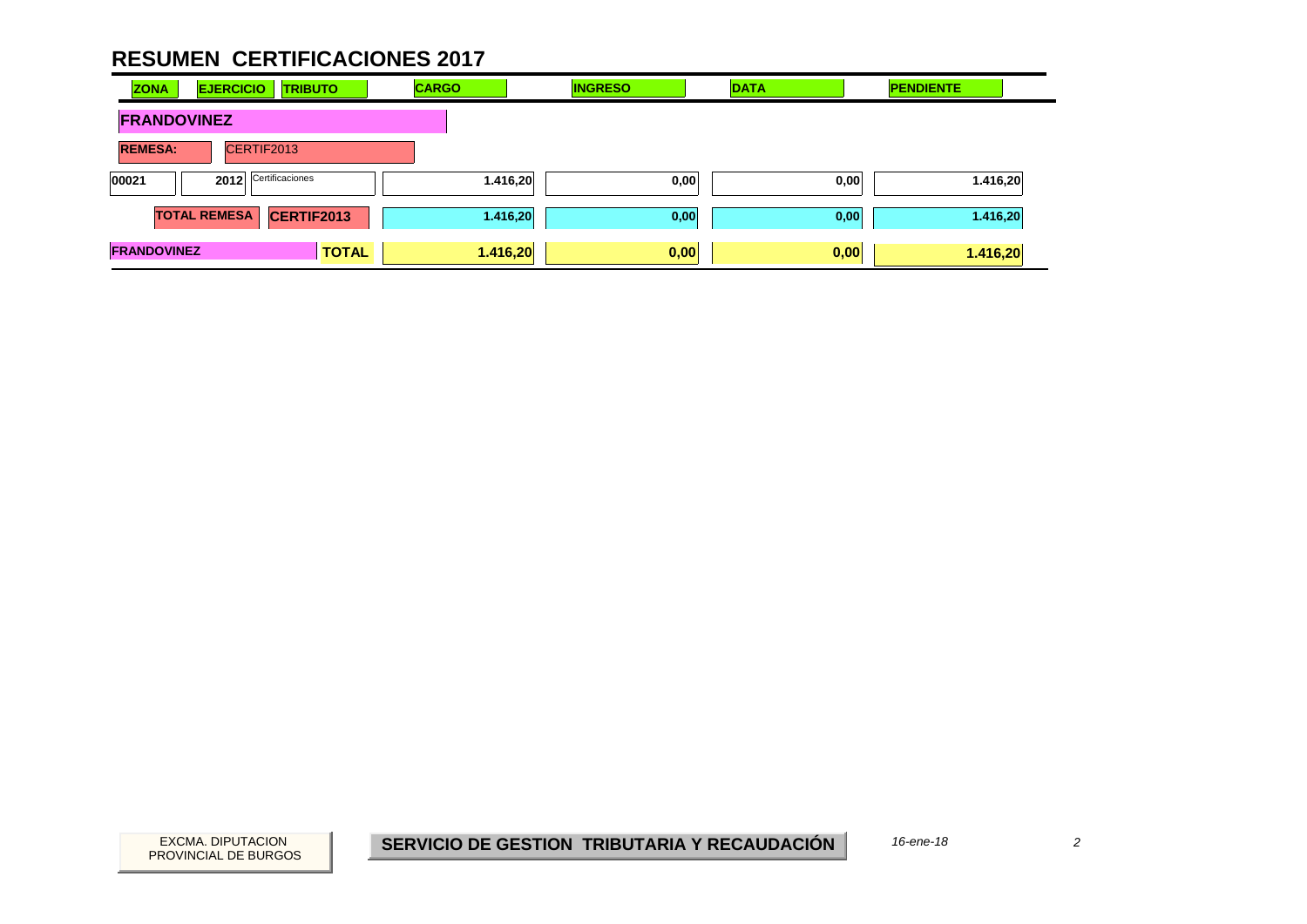# RESUMEN CERTIFICACIONES 2017

| ZONA | EJERCICIO | TRIBUTO | CARGO | INGRESO | DATA | PENDIENTE |
|---|---|---|---|---|---|---|
| **FRANDOVINEZ** | | | | | | |
| **REMESA:** | CERTIF2013 | | | | | |
| 00021 | 2012 | Certificaciones | 1.416,20 | 0,00 | 0,00 | 1.416,20 |
| **TOTAL REMESA** | **CERTIF2013** | | 1.416,20 | 0,00 | 0,00 | 1.416,20 |
| **FRANDOVINEZ** | | **TOTAL** | **1.416,20** | **0,00** | **0,00** | **1.416,20** |

EXCMA. DIPUTACION PROVINCIAL DE BURGOS

**SERVICIO DE GESTION TRIBUTARIA Y RECAUDACIÓN**

*16-ene-18*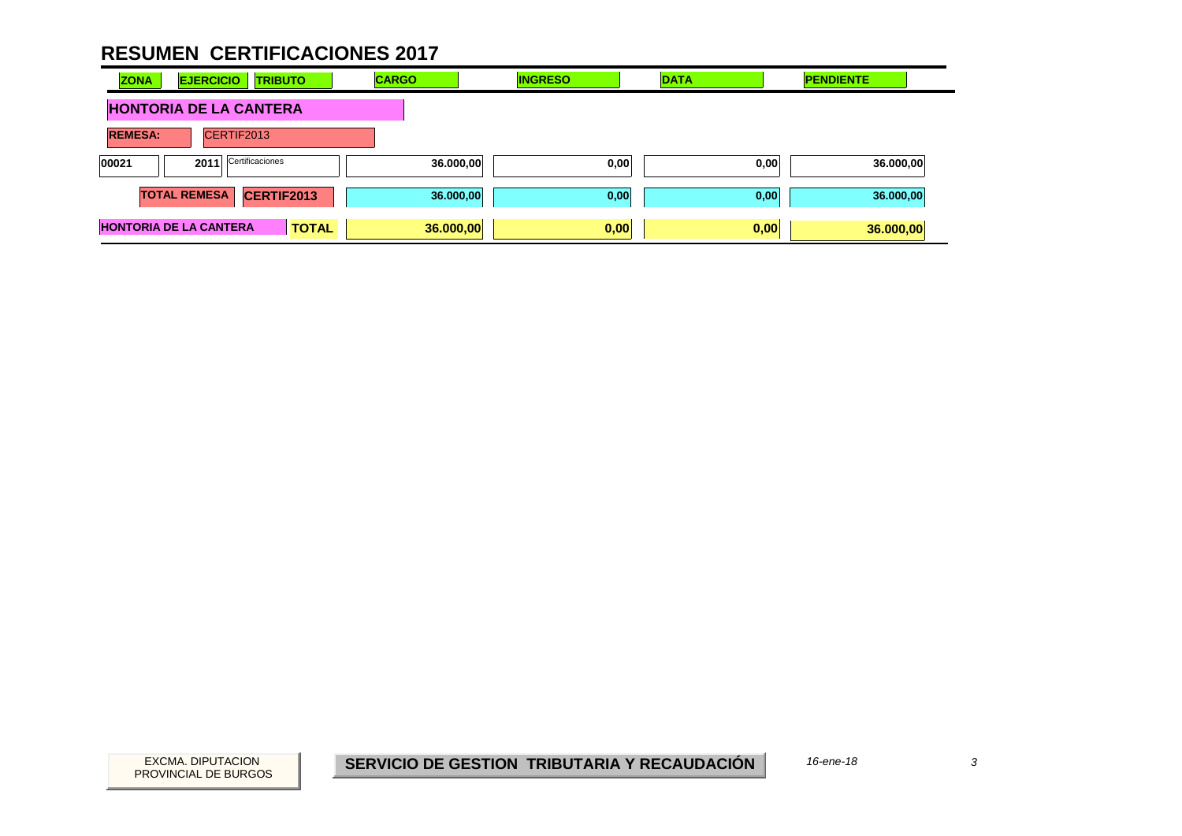# RESUMEN CERTIFICACIONES 2017

| ZONA | EJERCICIO | TRIBUTO | CARGO | INGRESO | DATA | PENDIENTE |
|---|---|---|---|---|---|---|
| **HONTORIA DE LA CANTERA** | | | | | | |
| **REMESA:** | CERTIF2013 | | | | | |
| 00021 | 2011 | Certificaciones | 36.000,00 | 0,00 | 0,00 | 36.000,00 |
| **TOTAL REMESA** | | **CERTIF2013** | **36.000,00** | **0,00** | **0,00** | **36.000,00** |
| **HONTORIA DE LA CANTERA** | | **TOTAL** | **36.000,00** | **0,00** | **0,00** | **36.000,00** |

EXCMA. DIPUTACION PROVINCIAL DE BURGOS

**SERVICIO DE GESTION TRIBUTARIA Y RECAUDACIÓN**

*16-ene-18*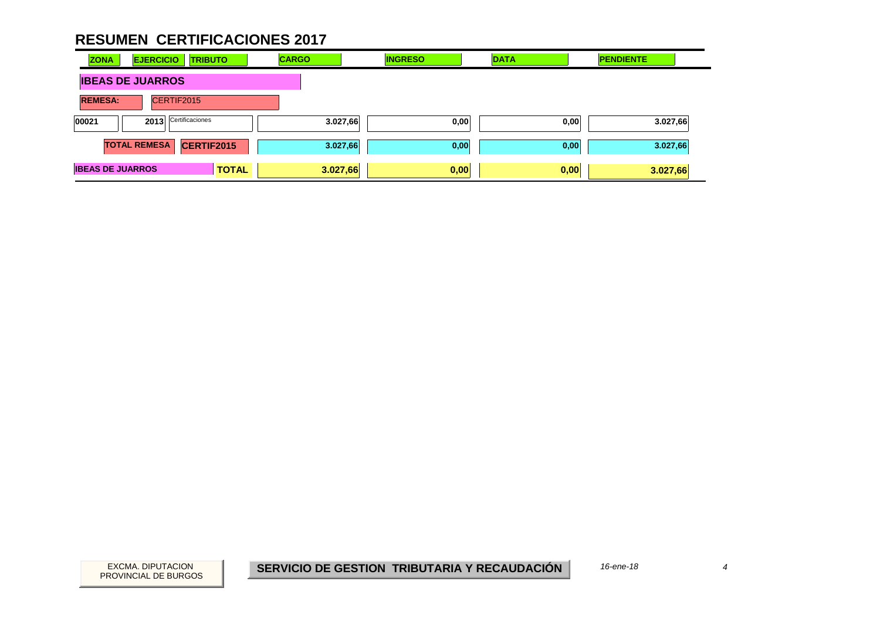# RESUMEN CERTIFICACIONES 2017

| ZONA | EJERCICIO | TRIBUTO | CARGO | INGRESO | DATA | PENDIENTE |
|---|---|---|---|---|---|---|
| **IBEAS DE JUARROS** | | | | | | |
| **REMESA:** | CERTIF2015 | | | | | |
| 00021 | 2013 | Certificaciones | 3.027,66 | 0,00 | 0,00 | 3.027,66 |
| **TOTAL REMESA** | **CERTIF2015** | | **3.027,66** | **0,00** | **0,00** | **3.027,66** |
| **IBEAS DE JUARROS** | | **TOTAL** | **3.027,66** | **0,00** | **0,00** | **3.027,66** |

EXCMA. DIPUTACION PROVINCIAL DE BURGOS

**SERVICIO DE GESTION TRIBUTARIA Y RECAUDACIÓN**

*16-ene-18*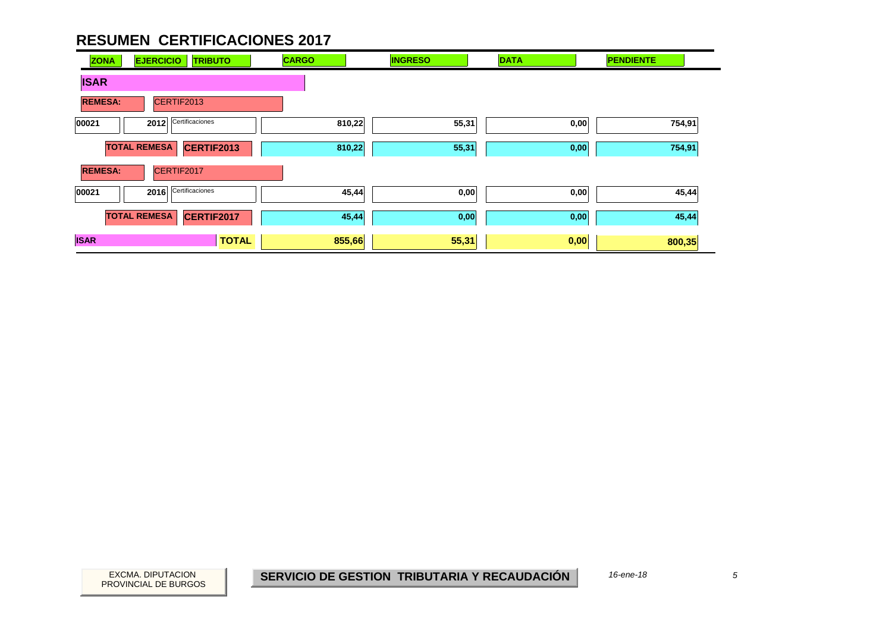## RESUMEN CERTIFICACIONES 2017

| ZONA | EJERCICIO | TRIBUTO | CARGO | INGRESO | DATA | PENDIENTE |
|---|---|---|---|---|---|---|
| **ISAR** | | | | | | |
| **REMESA:** | CERTIF2013 | | | | | |
| 00021 | 2012 | Certificaciones | 810,22 | 55,31 | 0,00 | 754,91 |
| | **TOTAL REMESA** | **CERTIF2013** | 810,22 | 55,31 | 0,00 | 754,91 |
| **REMESA:** | CERTIF2017 | | | | | |
| 00021 | 2016 | Certificaciones | 45,44 | 0,00 | 0,00 | 45,44 |
| | **TOTAL REMESA** | **CERTIF2017** | 45,44 | 0,00 | 0,00 | 45,44 |
| **ISAR** | | **TOTAL** | 855,66 | 55,31 | 0,00 | 800,35 |

EXCMA. DIPUTACION PROVINCIAL DE BURGOS

**SERVICIO DE GESTION TRIBUTARIA Y RECAUDACIÓN**

*16-ene-18*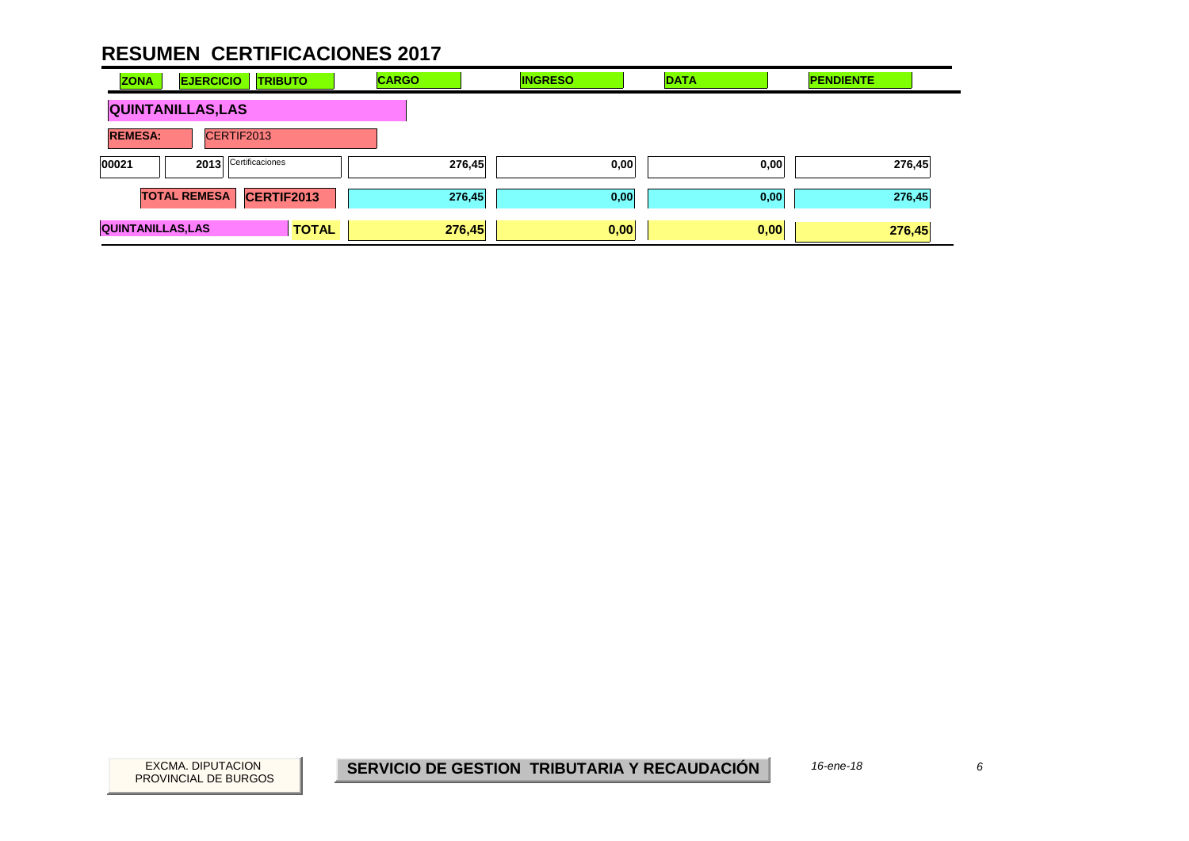# RESUMEN CERTIFICACIONES 2017

| ZONA | EJERCICIO | TRIBUTO | CARGO | INGRESO | DATA | PENDIENTE |
|---|---|---|---|---|---|---|
| **QUINTANILLAS,LAS** | | | | | | |
| **REMESA:** | CERTIF2013 | | | | | |
| 00021 | 2013 | Certificaciones | 276,45 | 0,00 | 0,00 | 276,45 |
| | **TOTAL REMESA** | **CERTIF2013** | **276,45** | **0,00** | **0,00** | **276,45** |
| **QUINTANILLAS,LAS** | | **TOTAL** | **276,45** | **0,00** | **0,00** | **276,45** |

EXCMA. DIPUTACION PROVINCIAL DE BURGOS

**SERVICIO DE GESTION TRIBUTARIA Y RECAUDACIÓN**

*16-ene-18*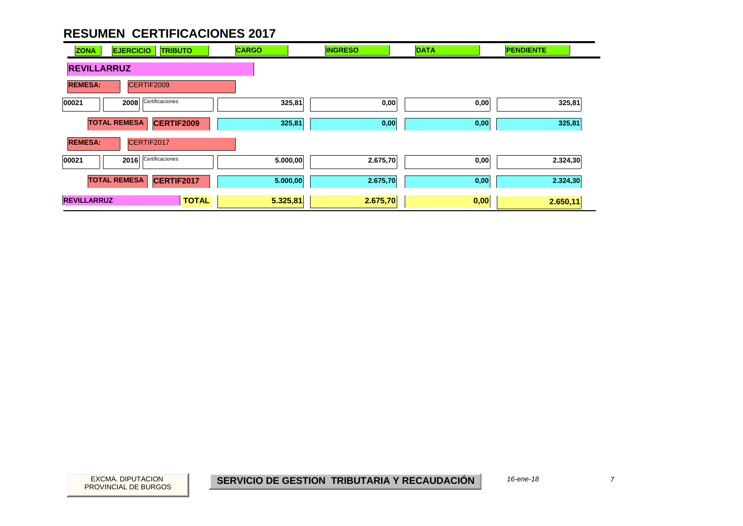# RESUMEN CERTIFICACIONES 2017

| ZONA | EJERCICIO | TRIBUTO | CARGO | INGRESO | DATA | PENDIENTE |
|---|---|---|---|---|---|---|
| **REVILLARRUZ** | | | | | | |
| **REMESA:** | CERTIF2009 | | | | | |
| 00021 | 2008 | Certificaciones | 325,81 | 0,00 | 0,00 | 325,81 |
| **TOTAL REMESA** | | **CERTIF2009** | 325,81 | 0,00 | 0,00 | 325,81 |
| **REMESA:** | CERTIF2017 | | | | | |
| 00021 | 2016 | Certificaciones | 5.000,00 | 2.675,70 | 0,00 | 2.324,30 |
| **TOTAL REMESA** | | **CERTIF2017** | 5.000,00 | 2.675,70 | 0,00 | 2.324,30 |
| **REVILLARRUZ** | | **TOTAL** | **5.325,81** | **2.675,70** | **0,00** | **2.650,11** |

EXCMA. DIPUTACION PROVINCIAL DE BURGOS

**SERVICIO DE GESTION TRIBUTARIA Y RECAUDACIÓN**

*16-ene-18*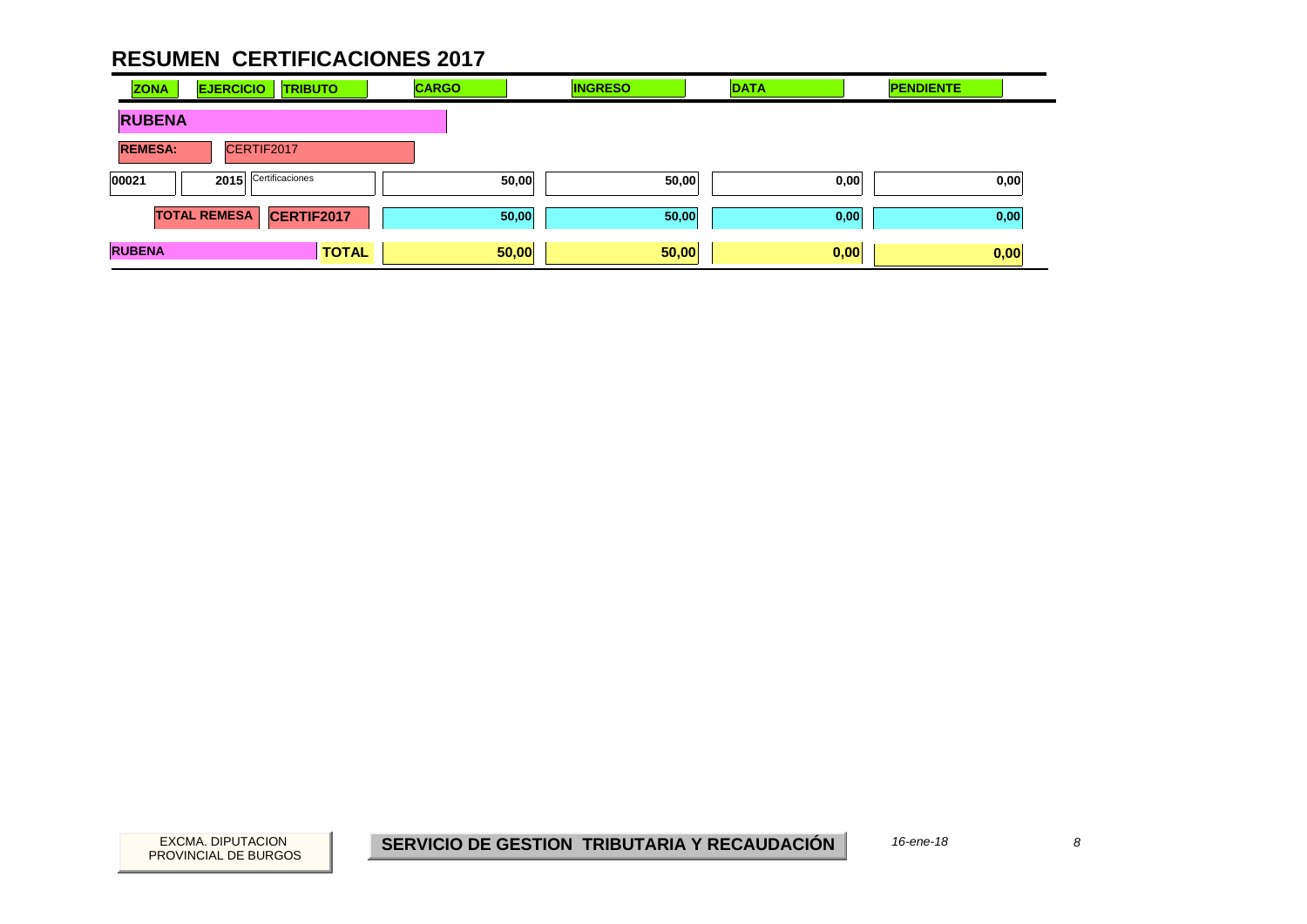# RESUMEN CERTIFICACIONES 2017

| ZONA | EJERCICIO | TRIBUTO | CARGO | INGRESO | DATA | PENDIENTE |
|---|---|---|---|---|---|---|
| **RUBENA** | | | | | | |
| **REMESA:** | CERTIF2017 | | | | | |
| 00021 | 2015 | Certificaciones | 50,00 | 50,00 | 0,00 | 0,00 |
| | **TOTAL REMESA** | **CERTIF2017** | **50,00** | **50,00** | **0,00** | **0,00** |
| **RUBENA** | | **TOTAL** | **50,00** | **50,00** | **0,00** | **0,00** |

EXCMA. DIPUTACION PROVINCIAL DE BURGOS

**SERVICIO DE GESTION TRIBUTARIA Y RECAUDACIÓN**

*16-ene-18*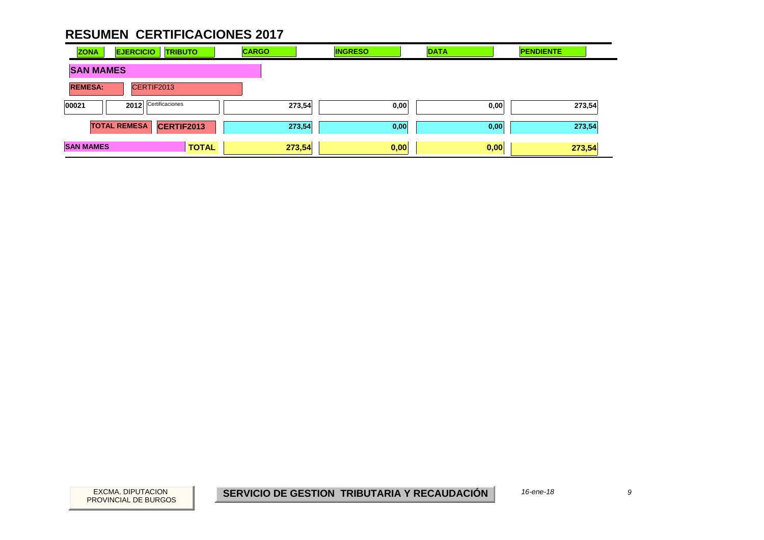# RESUMEN CERTIFICACIONES 2017

| ZONA | EJERCICIO | TRIBUTO | CARGO | INGRESO | DATA | PENDIENTE |
|---|---|---|---|---|---|---|
| **SAN MAMES** | | | | | | |
| **REMESA:** | CERTIF2013 | | | | | |
| 00021 | 2012 | Certificaciones | 273,54 | 0,00 | 0,00 | 273,54 |
| **TOTAL REMESA** | | **CERTIF2013** | **273,54** | **0,00** | **0,00** | **273,54** |
| **SAN MAMES** | | **TOTAL** | **273,54** | **0,00** | **0,00** | **273,54** |

EXCMA. DIPUTACION PROVINCIAL DE BURGOS

**SERVICIO DE GESTION TRIBUTARIA Y RECAUDACIÓN**

*16-ene-18*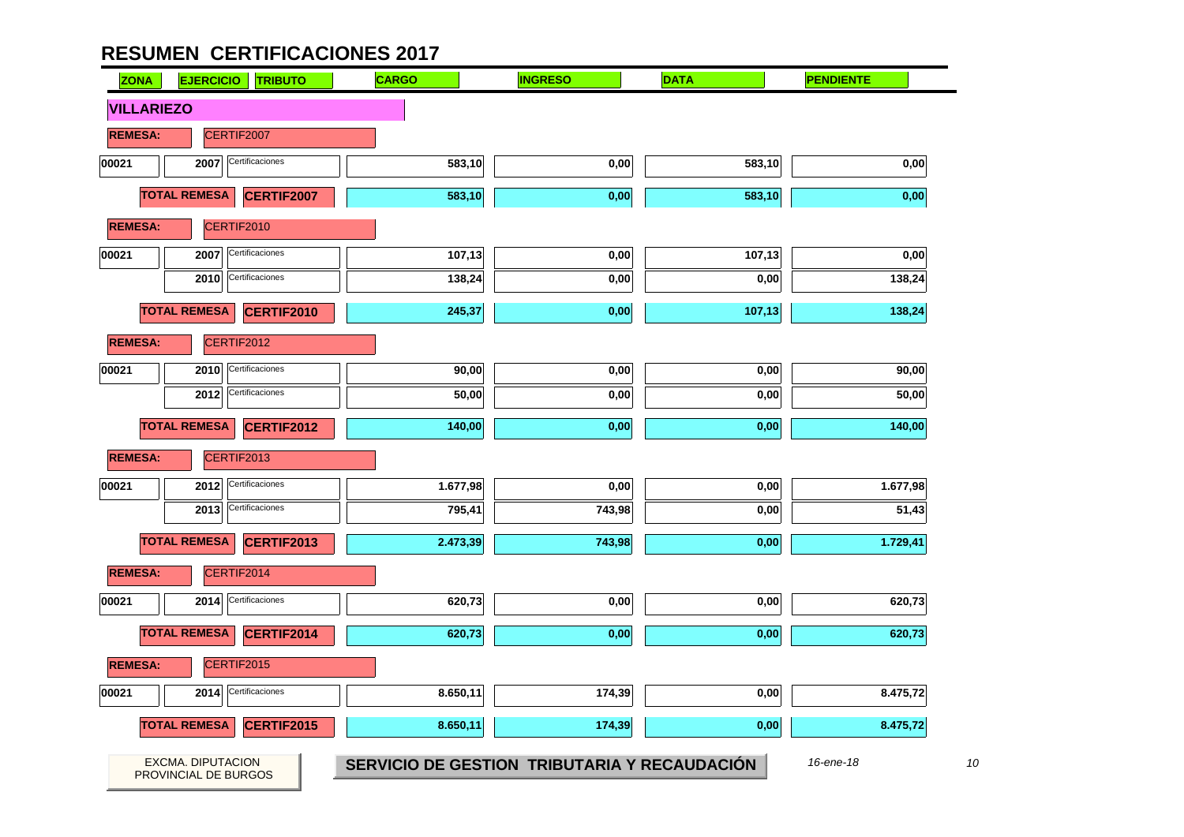# RESUMEN CERTIFICACIONES 2017

| ZONA | EJERCICIO | TRIBUTO | CARGO | INGRESO | DATA | PENDIENTE |
|---|---|---|---|---|---|---|
| **VILLARIEZO** | | | | | | |
| **REMESA:** | CERTIF2007 | | | | | |
| 00021 | 2007 | Certificaciones | 583,10 | 0,00 | 583,10 | 0,00 |
| | **TOTAL REMESA** | **CERTIF2007** | 583,10 | 0,00 | 583,10 | 0,00 |
| **REMESA:** | CERTIF2010 | | | | | |
| 00021 | 2007 | Certificaciones | 107,13 | 0,00 | 107,13 | 0,00 |
| | 2010 | Certificaciones | 138,24 | 0,00 | 0,00 | 138,24 |
| | **TOTAL REMESA** | **CERTIF2010** | 245,37 | 0,00 | 107,13 | 138,24 |
| **REMESA:** | CERTIF2012 | | | | | |
| 00021 | 2010 | Certificaciones | 90,00 | 0,00 | 0,00 | 90,00 |
| | 2012 | Certificaciones | 50,00 | 0,00 | 0,00 | 50,00 |
| | **TOTAL REMESA** | **CERTIF2012** | 140,00 | 0,00 | 0,00 | 140,00 |
| **REMESA:** | CERTIF2013 | | | | | |
| 00021 | 2012 | Certificaciones | 1.677,98 | 0,00 | 0,00 | 1.677,98 |
| | 2013 | Certificaciones | 795,41 | 743,98 | 0,00 | 51,43 |
| | **TOTAL REMESA** | **CERTIF2013** | 2.473,39 | 743,98 | 0,00 | 1.729,41 |
| **REMESA:** | CERTIF2014 | | | | | |
| 00021 | 2014 | Certificaciones | 620,73 | 0,00 | 0,00 | 620,73 |
| | **TOTAL REMESA** | **CERTIF2014** | 620,73 | 0,00 | 0,00 | 620,73 |
| **REMESA:** | CERTIF2015 | | | | | |
| 00021 | 2014 | Certificaciones | 8.650,11 | 174,39 | 0,00 | 8.475,72 |
| | **TOTAL REMESA** | **CERTIF2015** | 8.650,11 | 174,39 | 0,00 | 8.475,72 |

EXCMA. DIPUTACION PROVINCIAL DE BURGOS

**SERVICIO DE GESTION TRIBUTARIA Y RECAUDACIÓN**

*16-ene-18*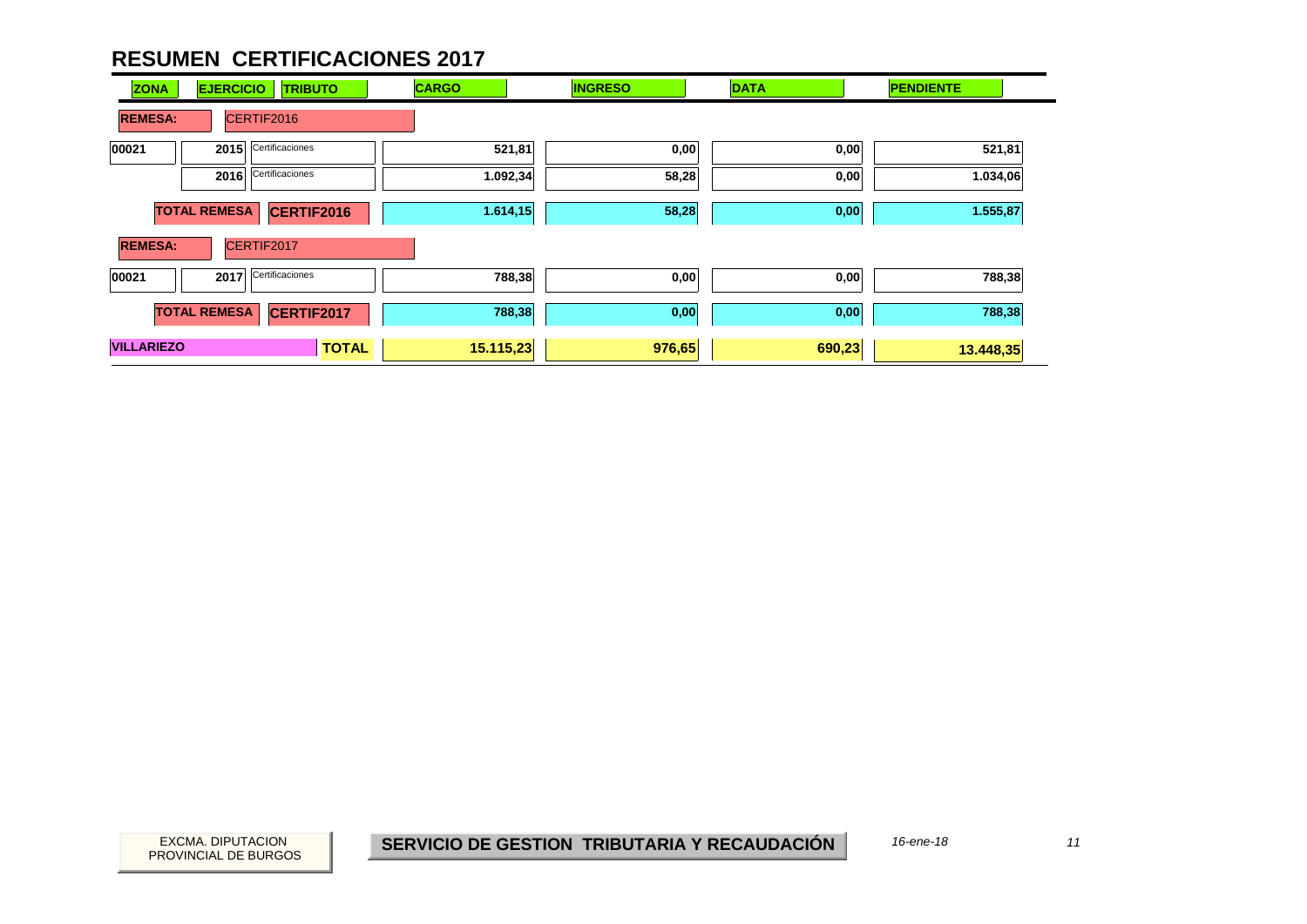# RESUMEN CERTIFICACIONES 2017

| ZONA | EJERCICIO | TRIBUTO | CARGO | INGRESO | DATA | PENDIENTE |
|---|---|---|---|---|---|---|
| **REMESA:** | CERTIF2016 | | | | | |
| 00021 | 2015 | Certificaciones | 521,81 | 0,00 | 0,00 | 521,81 |
| | 2016 | Certificaciones | 1.092,34 | 58,28 | 0,00 | 1.034,06 |
| | **TOTAL REMESA** | **CERTIF2016** | **1.614,15** | **58,28** | **0,00** | **1.555,87** |
| **REMESA:** | CERTIF2017 | | | | | |
| 00021 | 2017 | Certificaciones | 788,38 | 0,00 | 0,00 | 788,38 |
| | **TOTAL REMESA** | **CERTIF2017** | **788,38** | **0,00** | **0,00** | **788,38** |
| **VILLARIEZO** | | **TOTAL** | **15.115,23** | **976,65** | **690,23** | **13.448,35** |

EXCMA. DIPUTACION PROVINCIAL DE BURGOS

**SERVICIO DE GESTION TRIBUTARIA Y RECAUDACIÓN**

*16-ene-18*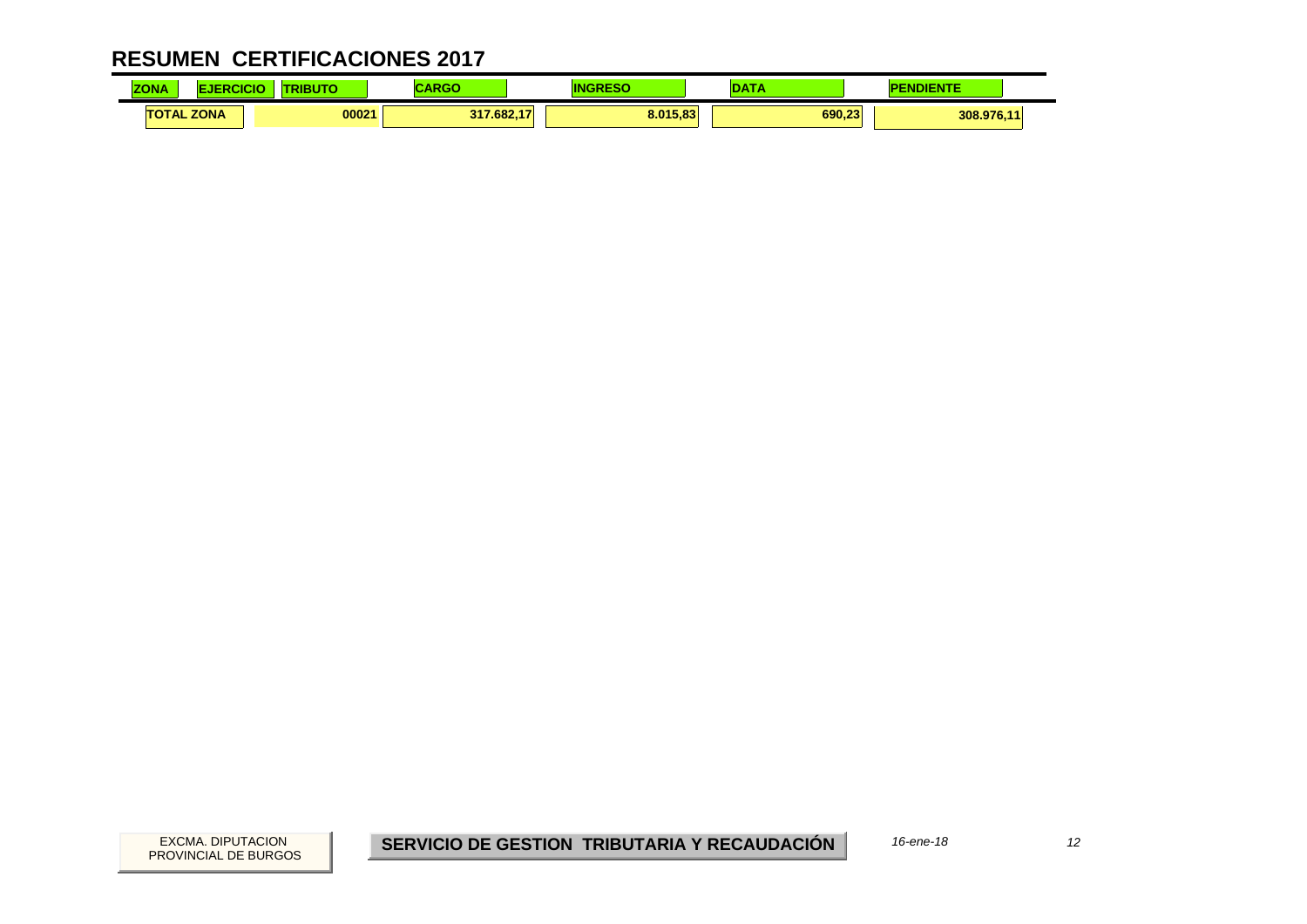# RESUMEN CERTIFICACIONES 2017

| ZONA | EJERCICIO | TRIBUTO | CARGO | INGRESO | DATA | PENDIENTE |
|---|---|---|---|---|---|---|
| TOTAL ZONA | | 00021 | 317.682,17 | 8.015,83 | 690,23 | 308.976,11 |

EXCMA. DIPUTACION PROVINCIAL DE BURGOS

**SERVICIO DE GESTION TRIBUTARIA Y RECAUDACIÓN**

*16-ene-18*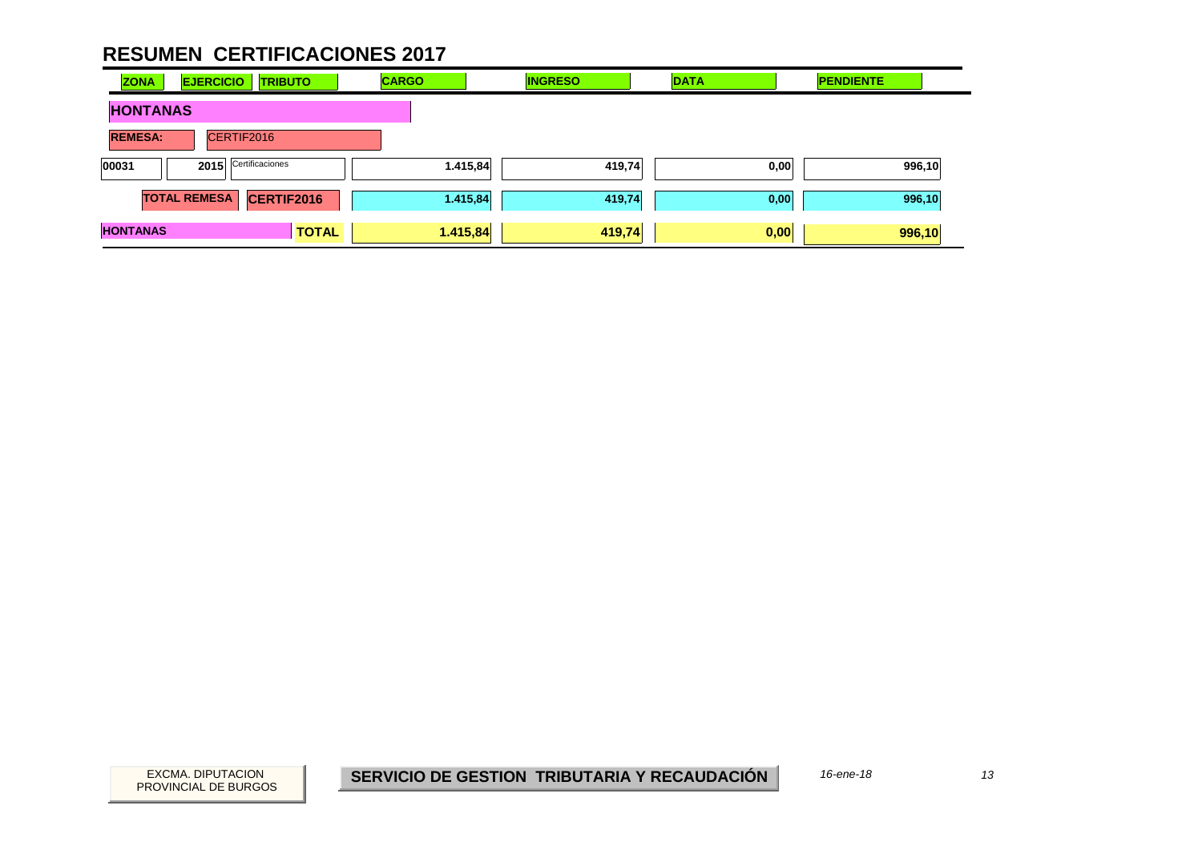# RESUMEN CERTIFICACIONES 2017

| ZONA | EJERCICIO | TRIBUTO | CARGO | INGRESO | DATA | PENDIENTE |
|---|---|---|---|---|---|---|
| **HONTANAS** | | | | | | |
| **REMESA:** | CERTIF2016 | | | | | |
| 00031 | 2015 | Certificaciones | 1.415,84 | 419,74 | 0,00 | 996,10 |
| | **TOTAL REMESA** | **CERTIF2016** | 1.415,84 | 419,74 | 0,00 | 996,10 |
| **HONTANAS** | | **TOTAL** | **1.415,84** | **419,74** | **0,00** | **996,10** |

EXCMA. DIPUTACION PROVINCIAL DE BURGOS

**SERVICIO DE GESTION TRIBUTARIA Y RECAUDACIÓN**

*16-ene-18*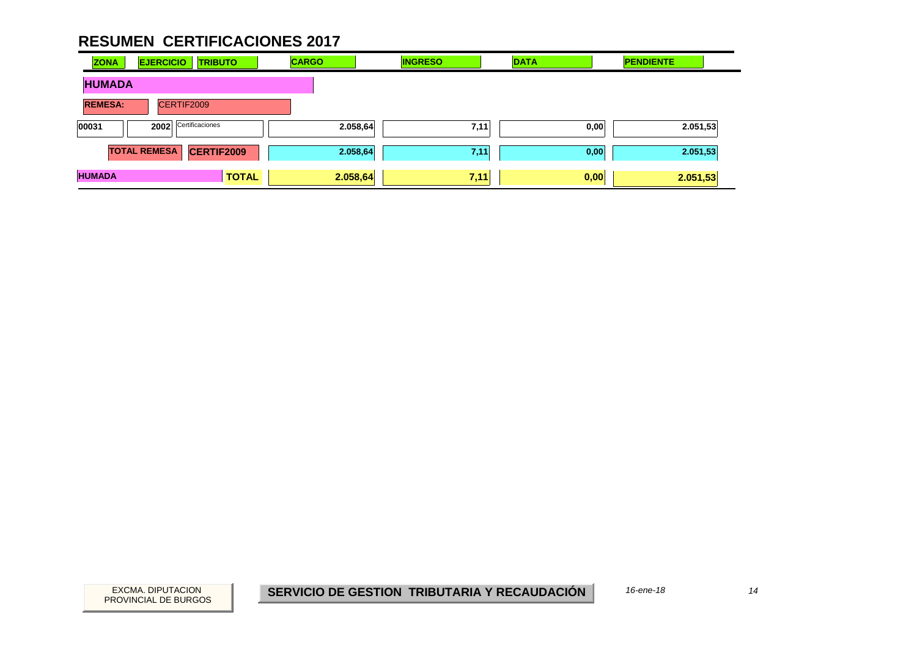# RESUMEN CERTIFICACIONES 2017

| ZONA | EJERCICIO | TRIBUTO | CARGO | INGRESO | DATA | PENDIENTE |
|---|---|---|---|---|---|---|
| **HUMADA** | | | | | | |
| **REMESA:** CERTIF2009 | | | | | | |
| 00031 | 2002 | Certificaciones | 2.058,64 | 7,11 | 0,00 | 2.051,53 |
| | **TOTAL REMESA** | **CERTIF2009** | **2.058,64** | **7,11** | **0,00** | **2.051,53** |
| **HUMADA** | | **TOTAL** | **2.058,64** | **7,11** | **0,00** | **2.051,53** |

EXCMA. DIPUTACION PROVINCIAL DE BURGOS

**SERVICIO DE GESTION TRIBUTARIA Y RECAUDACIÓN**

*16-ene-18*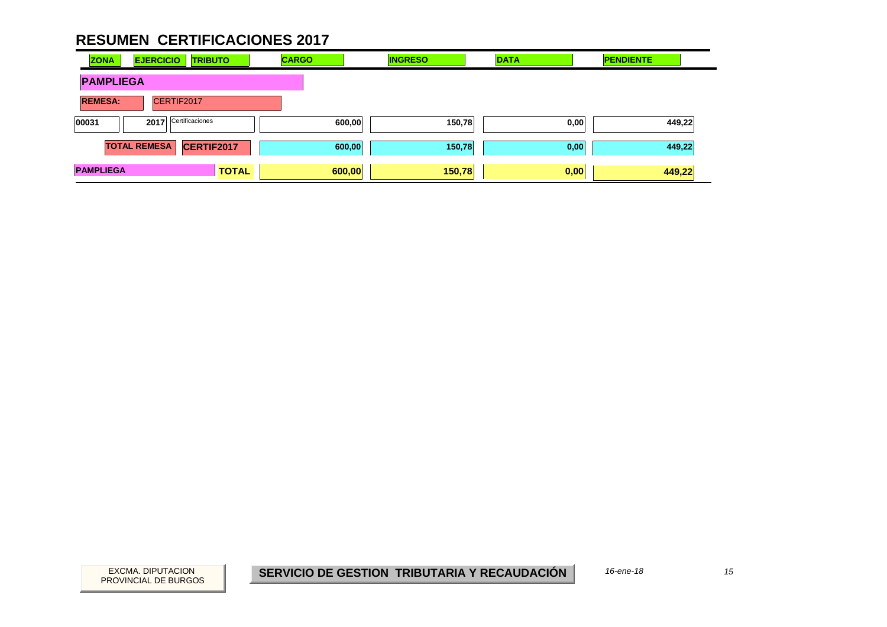## RESUMEN CERTIFICACIONES 2017

| ZONA | EJERCICIO | TRIBUTO | CARGO | INGRESO | DATA | PENDIENTE |
|---|---|---|---|---|---|---|
| **PAMPLIEGA** | | | | | | |
| **REMESA:** | CERTIF2017 | | | | | |
| 00031 | 2017 | Certificaciones | 600,00 | 150,78 | 0,00 | 449,22 |
| | **TOTAL REMESA** | **CERTIF2017** | **600,00** | **150,78** | **0,00** | **449,22** |
| **PAMPLIEGA** | | **TOTAL** | **600,00** | **150,78** | **0,00** | **449,22** |

EXCMA. DIPUTACION PROVINCIAL DE BURGOS

**SERVICIO DE GESTION TRIBUTARIA Y RECAUDACIÓN**

*16-ene-18*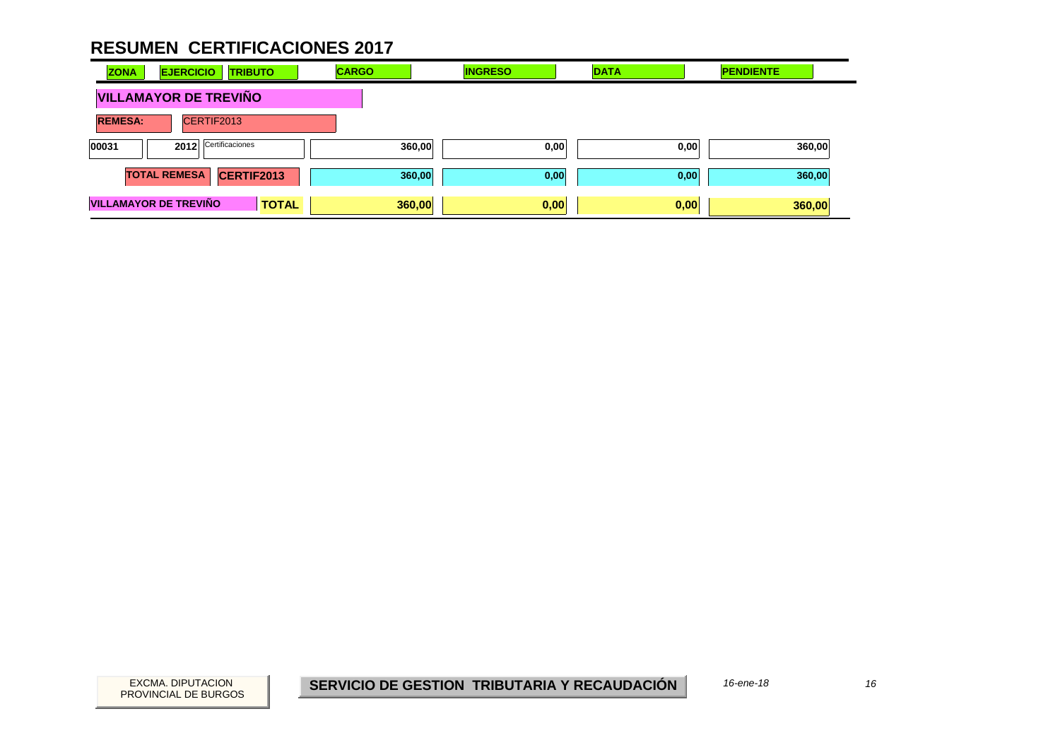# RESUMEN CERTIFICACIONES 2017

| ZONA | EJERCICIO | TRIBUTO | CARGO | INGRESO | DATA | PENDIENTE |
|---|---|---|---|---|---|---|
| **VILLAMAYOR DE TREVIÑO** | | | | | | |
| **REMESA:** | CERTIF2013 | | | | | |
| 00031 | 2012 | Certificaciones | 360,00 | 0,00 | 0,00 | 360,00 |
| | **TOTAL REMESA** | **CERTIF2013** | 360,00 | 0,00 | 0,00 | 360,00 |
| **VILLAMAYOR DE TREVIÑO** | | **TOTAL** | **360,00** | **0,00** | **0,00** | **360,00** |

EXCMA. DIPUTACION PROVINCIAL DE BURGOS

**SERVICIO DE GESTION TRIBUTARIA Y RECAUDACIÓN**

*16-ene-18*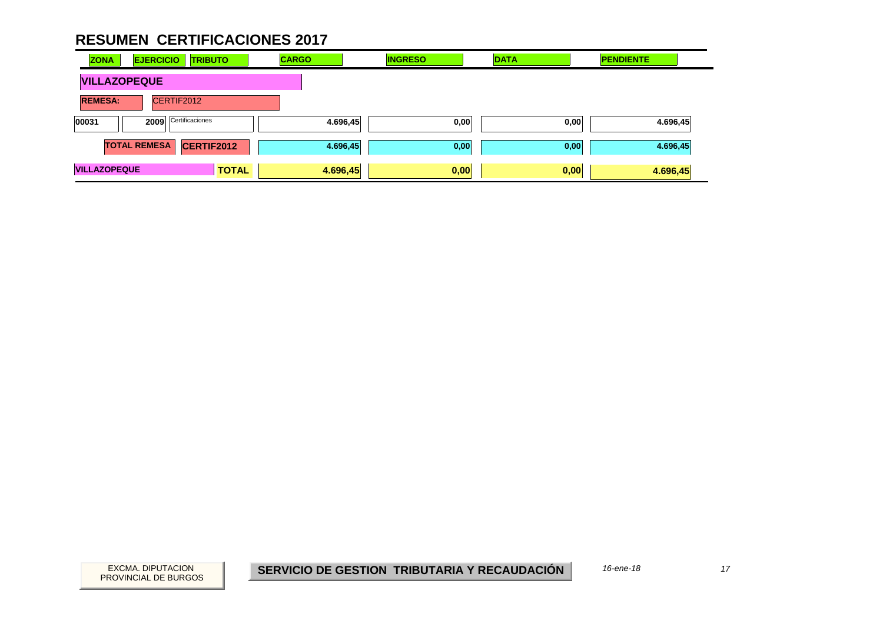# RESUMEN CERTIFICACIONES 2017

| ZONA | EJERCICIO | TRIBUTO | CARGO | INGRESO | DATA | PENDIENTE |
|---|---|---|---|---|---|---|
| **VILLAZOPEQUE** | | | | | | |
| **REMESA:** | CERTIF2012 | | | | | |
| 00031 | 2009 | Certificaciones | 4.696,45 | 0,00 | 0,00 | 4.696,45 |
| **TOTAL REMESA** | **CERTIF2012** | | **4.696,45** | **0,00** | **0,00** | **4.696,45** |
| **VILLAZOPEQUE** | | **TOTAL** | **4.696,45** | **0,00** | **0,00** | **4.696,45** |

EXCMA. DIPUTACION PROVINCIAL DE BURGOS

**SERVICIO DE GESTION TRIBUTARIA Y RECAUDACIÓN**

*16-ene-18*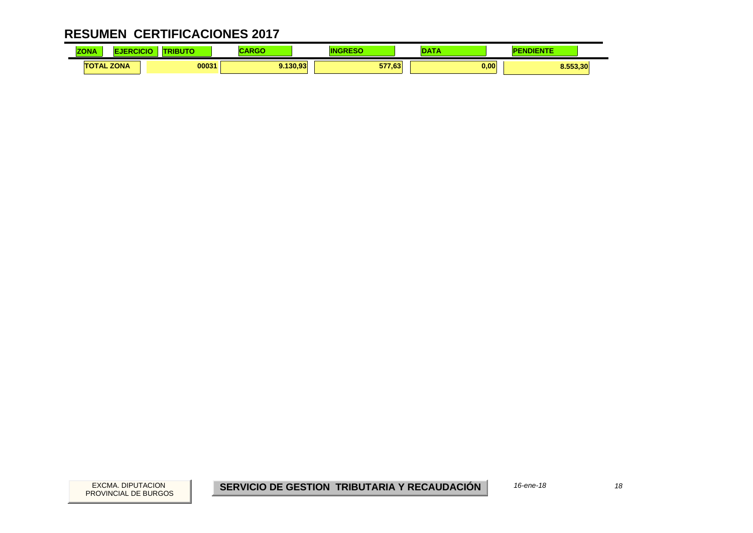# RESUMEN CERTIFICACIONES 2017

| ZONA | EJERCICIO | TRIBUTO | CARGO | INGRESO | DATA | PENDIENTE |
|---|---|---|---|---|---|---|
| TOTAL ZONA | | 00031 | 9.130,93 | 577,63 | 0,00 | 8.553,30 |

EXCMA. DIPUTACION PROVINCIAL DE BURGOS

**SERVICIO DE GESTION TRIBUTARIA Y RECAUDACIÓN**

*16-ene-18*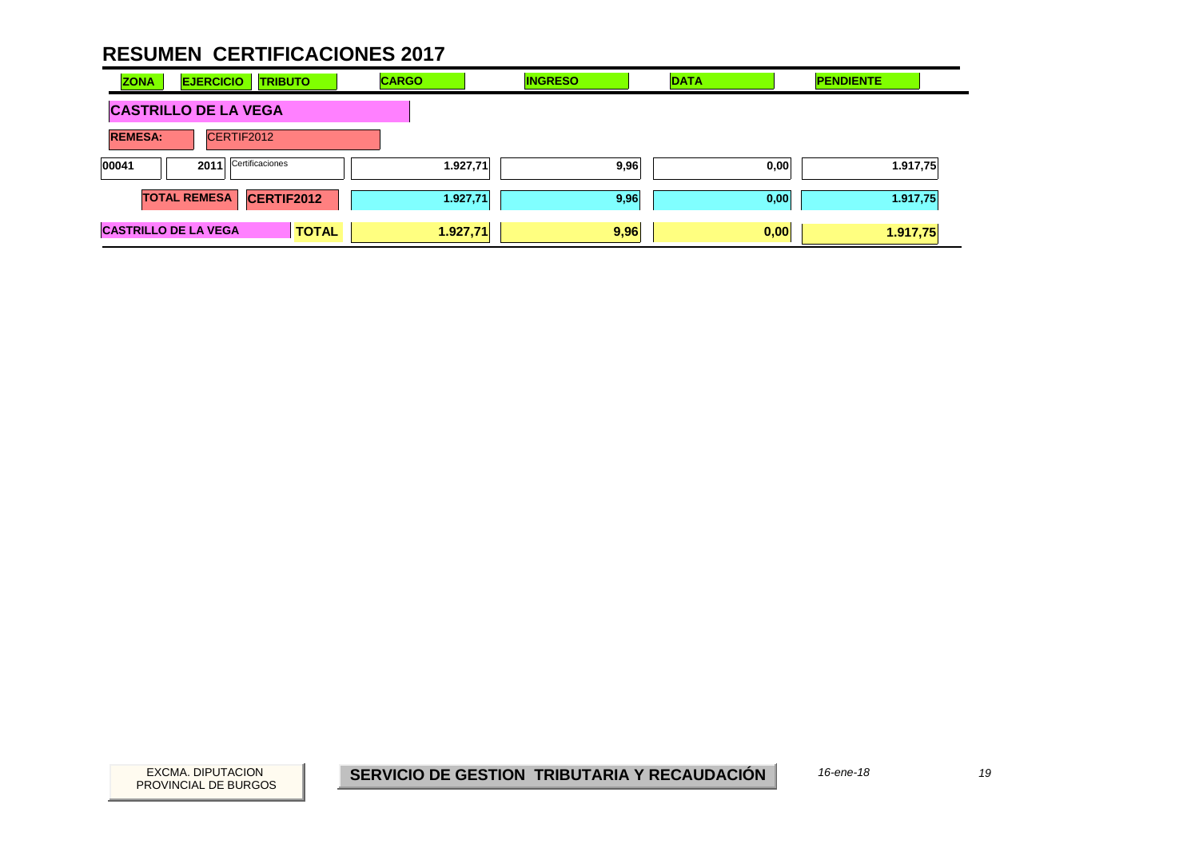# RESUMEN CERTIFICACIONES 2017

| ZONA | EJERCICIO | TRIBUTO | CARGO | INGRESO | DATA | PENDIENTE |
|---|---|---|---|---|---|---|
| **CASTRILLO DE LA VEGA** | | | | | | |
| **REMESA:** | CERTIF2012 | | | | | |
| 00041 | 2011 | Certificaciones | 1.927,71 | 9,96 | 0,00 | 1.917,75 |
| **TOTAL REMESA** | **CERTIF2012** | | 1.927,71 | 9,96 | 0,00 | 1.917,75 |
| **CASTRILLO DE LA VEGA** | | **TOTAL** | 1.927,71 | 9,96 | 0,00 | 1.917,75 |

EXCMA. DIPUTACION PROVINCIAL DE BURGOS

**SERVICIO DE GESTION TRIBUTARIA Y RECAUDACIÓN**

*16-ene-18*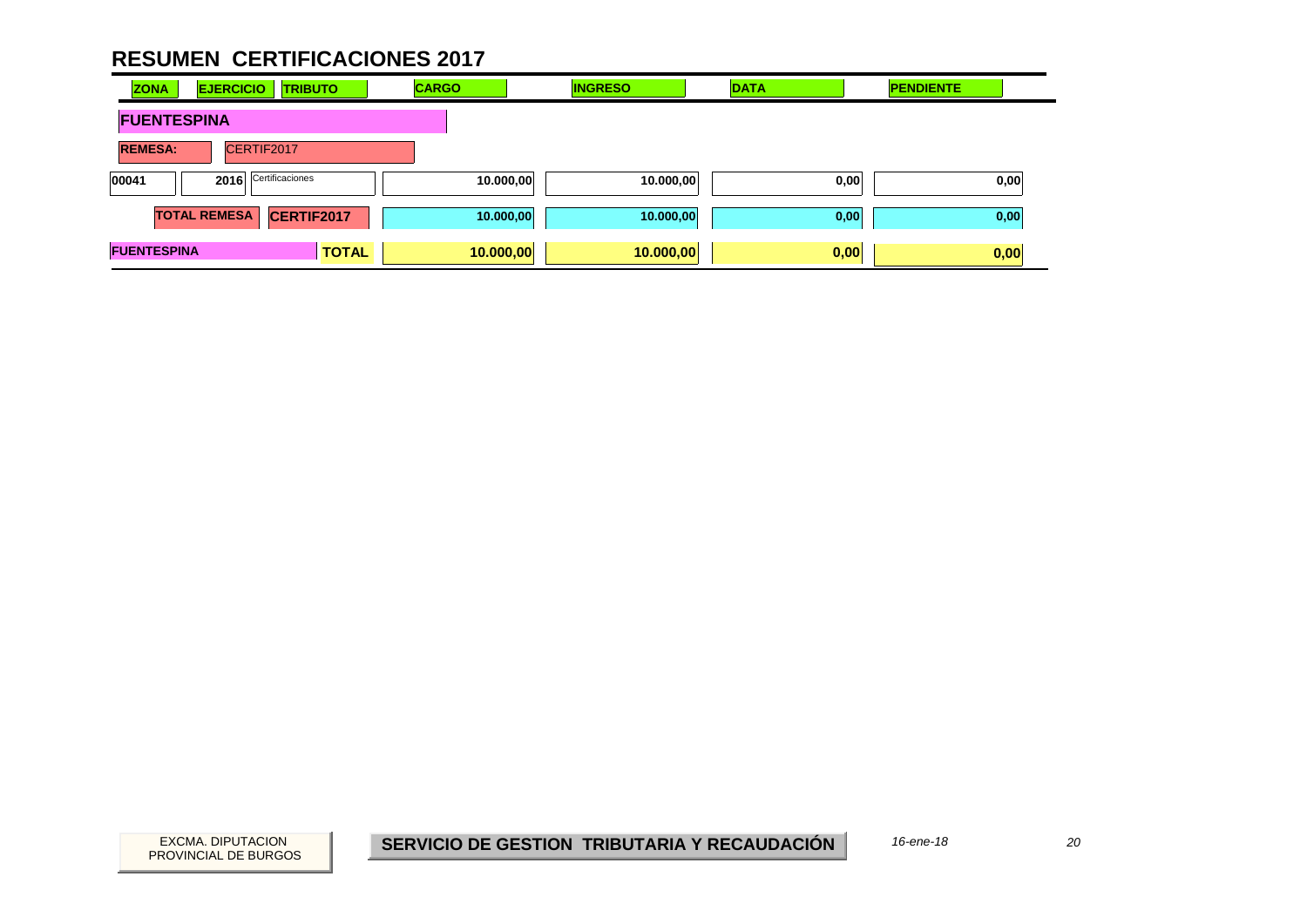# RESUMEN CERTIFICACIONES 2017

| ZONA | EJERCICIO | TRIBUTO | CARGO | INGRESO | DATA | PENDIENTE |
|---|---|---|---|---|---|---|
| **FUENTESPINA** | | | | | | |
| **REMESA:** | CERTIF2017 | | | | | |
| 00041 | 2016 | Certificaciones | 10.000,00 | 10.000,00 | 0,00 | 0,00 |
| **TOTAL REMESA** | | **CERTIF2017** | 10.000,00 | 10.000,00 | 0,00 | 0,00 |
| **FUENTESPINA** | | **TOTAL** | **10.000,00** | **10.000,00** | **0,00** | **0,00** |

EXCMA. DIPUTACION PROVINCIAL DE BURGOS

**SERVICIO DE GESTION TRIBUTARIA Y RECAUDACIÓN**

*16-ene-18*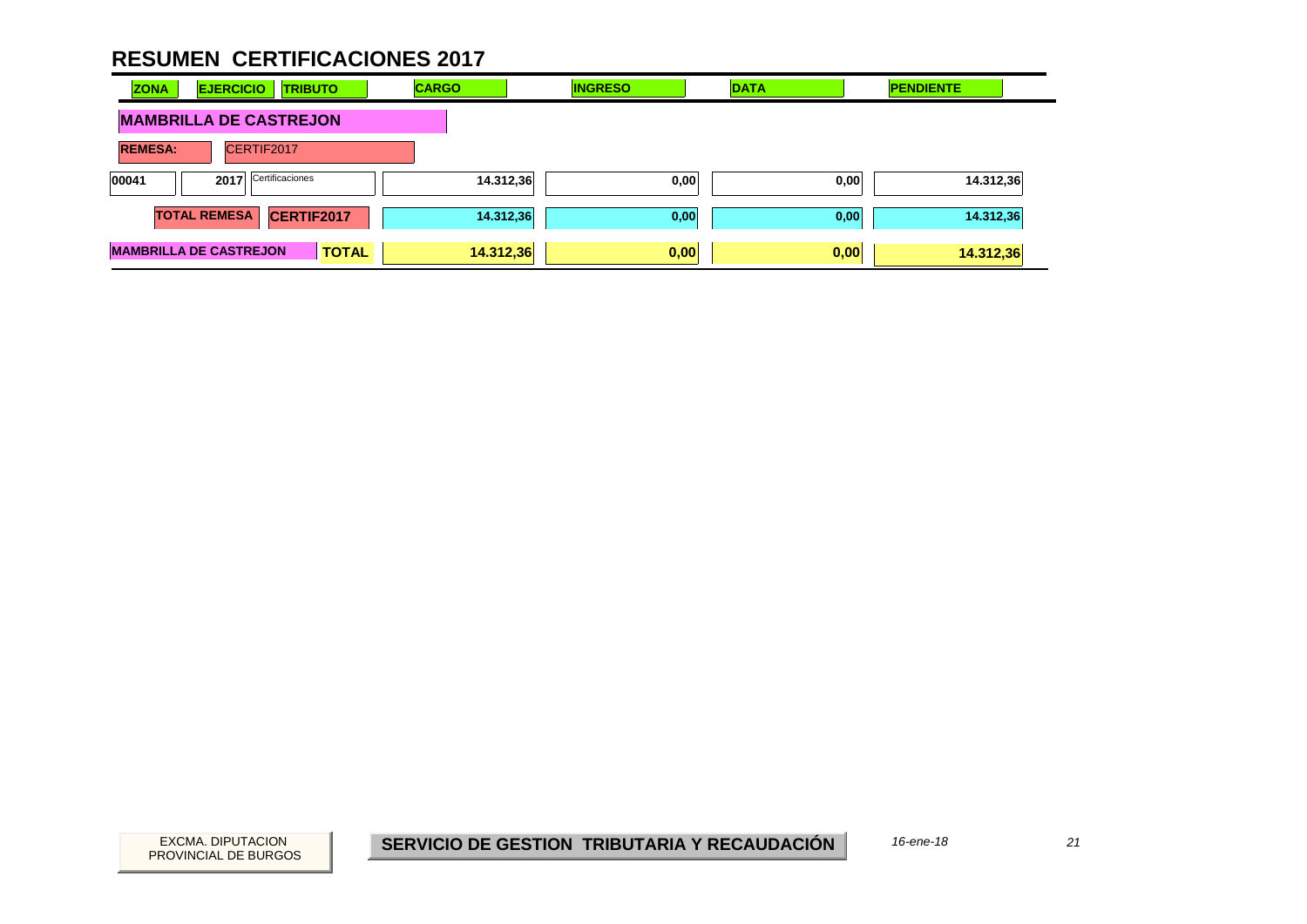# RESUMEN CERTIFICACIONES 2017

| ZONA | EJERCICIO | TRIBUTO | CARGO | INGRESO | DATA | PENDIENTE |
|---|---|---|---|---|---|---|
| **MAMBRILLA DE CASTREJON** | | | | | | |
| **REMESA:** | CERTIF2017 | | | | | |
| 00041 | 2017 | Certificaciones | 14.312,36 | 0,00 | 0,00 | 14.312,36 |
| **TOTAL REMESA** | **CERTIF2017** | | **14.312,36** | **0,00** | **0,00** | **14.312,36** |
| **MAMBRILLA DE CASTREJON** | | **TOTAL** | **14.312,36** | **0,00** | **0,00** | **14.312,36** |

EXCMA. DIPUTACION PROVINCIAL DE BURGOS

**SERVICIO DE GESTION TRIBUTARIA Y RECAUDACIÓN**

*16-ene-18*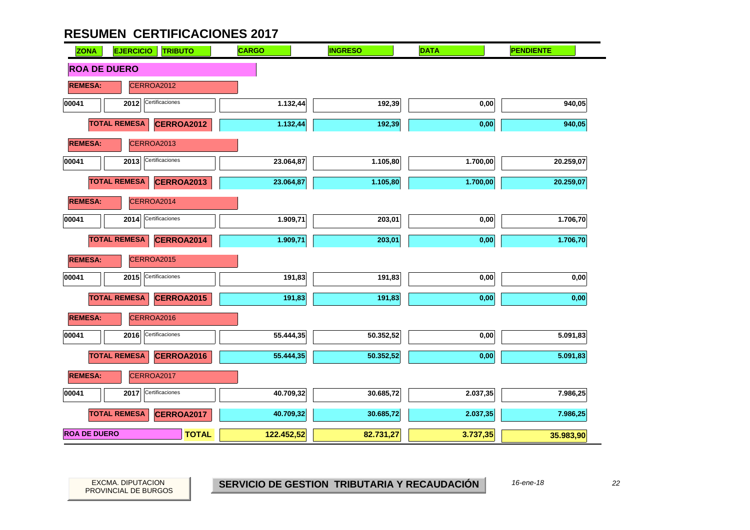# RESUMEN CERTIFICACIONES 2017

| ZONA | EJERCICIO | TRIBUTO | CARGO | INGRESO | DATA | PENDIENTE |
|---|---|---|---|---|---|---|
| **ROA DE DUERO** | | | | | | |
| **REMESA:** | CERROA2012 | | | | | |
| 00041 | 2012 | Certificaciones | 1.132,44 | 192,39 | 0,00 | 940,05 |
| | **TOTAL REMESA** | **CERROA2012** | 1.132,44 | 192,39 | 0,00 | 940,05 |
| **REMESA:** | CERROA2013 | | | | | |
| 00041 | 2013 | Certificaciones | 23.064,87 | 1.105,80 | 1.700,00 | 20.259,07 |
| | **TOTAL REMESA** | **CERROA2013** | 23.064,87 | 1.105,80 | 1.700,00 | 20.259,07 |
| **REMESA:** | CERROA2014 | | | | | |
| 00041 | 2014 | Certificaciones | 1.909,71 | 203,01 | 0,00 | 1.706,70 |
| | **TOTAL REMESA** | **CERROA2014** | 1.909,71 | 203,01 | 0,00 | 1.706,70 |
| **REMESA:** | CERROA2015 | | | | | |
| 00041 | 2015 | Certificaciones | 191,83 | 191,83 | 0,00 | 0,00 |
| | **TOTAL REMESA** | **CERROA2015** | 191,83 | 191,83 | 0,00 | 0,00 |
| **REMESA:** | CERROA2016 | | | | | |
| 00041 | 2016 | Certificaciones | 55.444,35 | 50.352,52 | 0,00 | 5.091,83 |
| | **TOTAL REMESA** | **CERROA2016** | 55.444,35 | 50.352,52 | 0,00 | 5.091,83 |
| **REMESA:** | CERROA2017 | | | | | |
| 00041 | 2017 | Certificaciones | 40.709,32 | 30.685,72 | 2.037,35 | 7.986,25 |
| | **TOTAL REMESA** | **CERROA2017** | 40.709,32 | 30.685,72 | 2.037,35 | 7.986,25 |
| **ROA DE DUERO** | | **TOTAL** | **122.452,52** | **82.731,27** | **3.737,35** | **35.983,90** |

EXCMA. DIPUTACION PROVINCIAL DE BURGOS

**SERVICIO DE GESTION TRIBUTARIA Y RECAUDACIÓN**

*16-ene-18*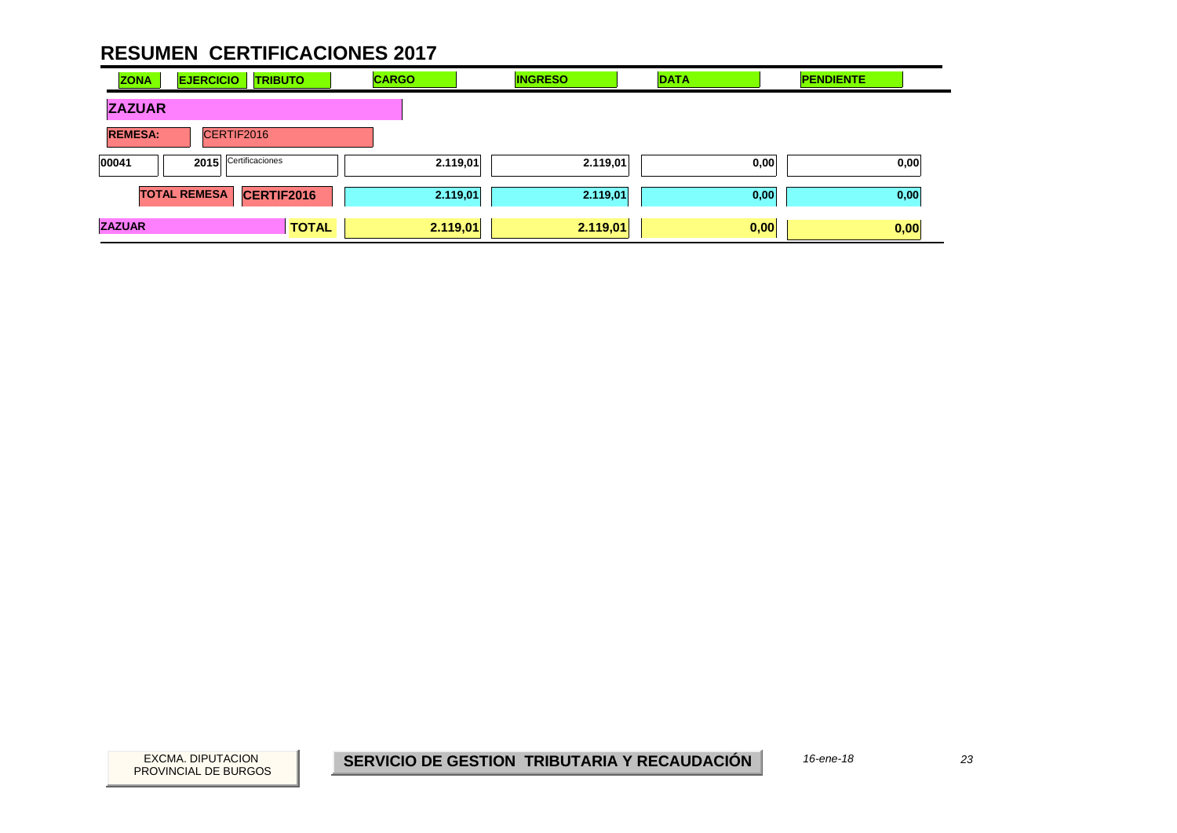# RESUMEN CERTIFICACIONES 2017

| ZONA | EJERCICIO | TRIBUTO | CARGO | INGRESO | DATA | PENDIENTE |
|---|---|---|---|---|---|---|
| **ZAZUAR** | | | | | | |
| **REMESA:** | CERTIF2016 | | | | | |
| 00041 | 2015 | Certificaciones | 2.119,01 | 2.119,01 | 0,00 | 0,00 |
| **TOTAL REMESA** | | **CERTIF2016** | 2.119,01 | 2.119,01 | 0,00 | 0,00 |
| **ZAZUAR** | | **TOTAL** | **2.119,01** | **2.119,01** | **0,00** | **0,00** |

EXCMA. DIPUTACION PROVINCIAL DE BURGOS

**SERVICIO DE GESTION TRIBUTARIA Y RECAUDACIÓN**

*16-ene-18*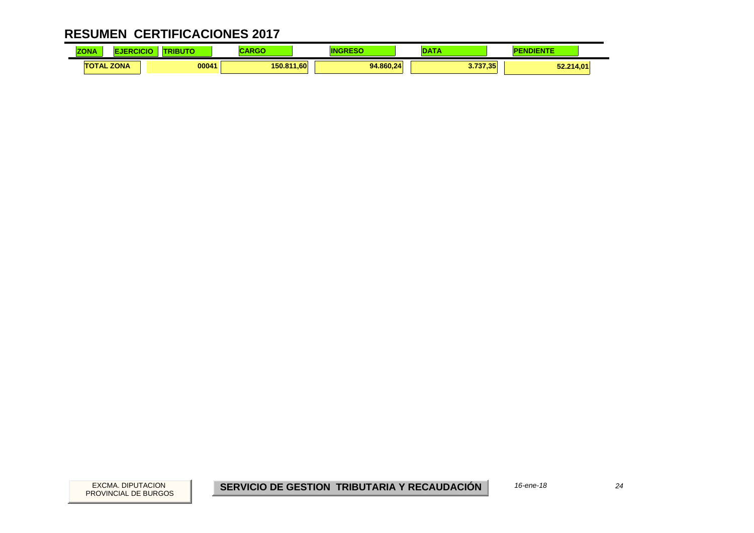# RESUMEN CERTIFICACIONES 2017

| ZONA | EJERCICIO | TRIBUTO | CARGO | INGRESO | DATA | PENDIENTE |
| --- | --- | --- | --- | --- | --- | --- |
| TOTAL ZONA | | 00041 | 150.811,60 | 94.860,24 | 3.737,35 | 52.214,01 |

EXCMA. DIPUTACION PROVINCIAL DE BURGOS

**SERVICIO DE GESTION TRIBUTARIA Y RECAUDACIÓN**

*16-ene-18*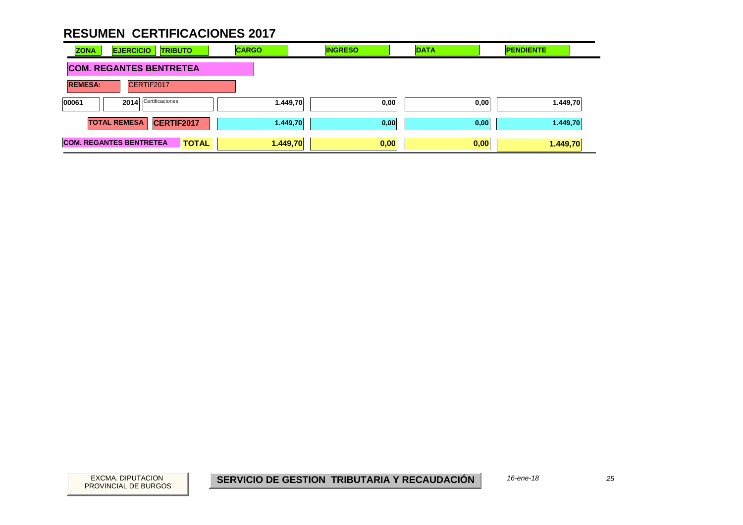# RESUMEN CERTIFICACIONES 2017

| ZONA | EJERCICIO | TRIBUTO | CARGO | INGRESO | DATA | PENDIENTE |
|---|---|---|---|---|---|---|
| **COM. REGANTES BENTRETEA** | | | | | | |
| **REMESA:** | CERTIF2017 | | | | | |
| 00061 | 2014 | Certificaciones | 1.449,70 | 0,00 | 0,00 | 1.449,70 |
| **TOTAL REMESA** | **CERTIF2017** | | 1.449,70 | 0,00 | 0,00 | 1.449,70 |
| **COM. REGANTES BENTRETEA** | | **TOTAL** | **1.449,70** | **0,00** | **0,00** | **1.449,70** |

EXCMA. DIPUTACION PROVINCIAL DE BURGOS

**SERVICIO DE GESTION TRIBUTARIA Y RECAUDACIÓN**

*16-ene-18*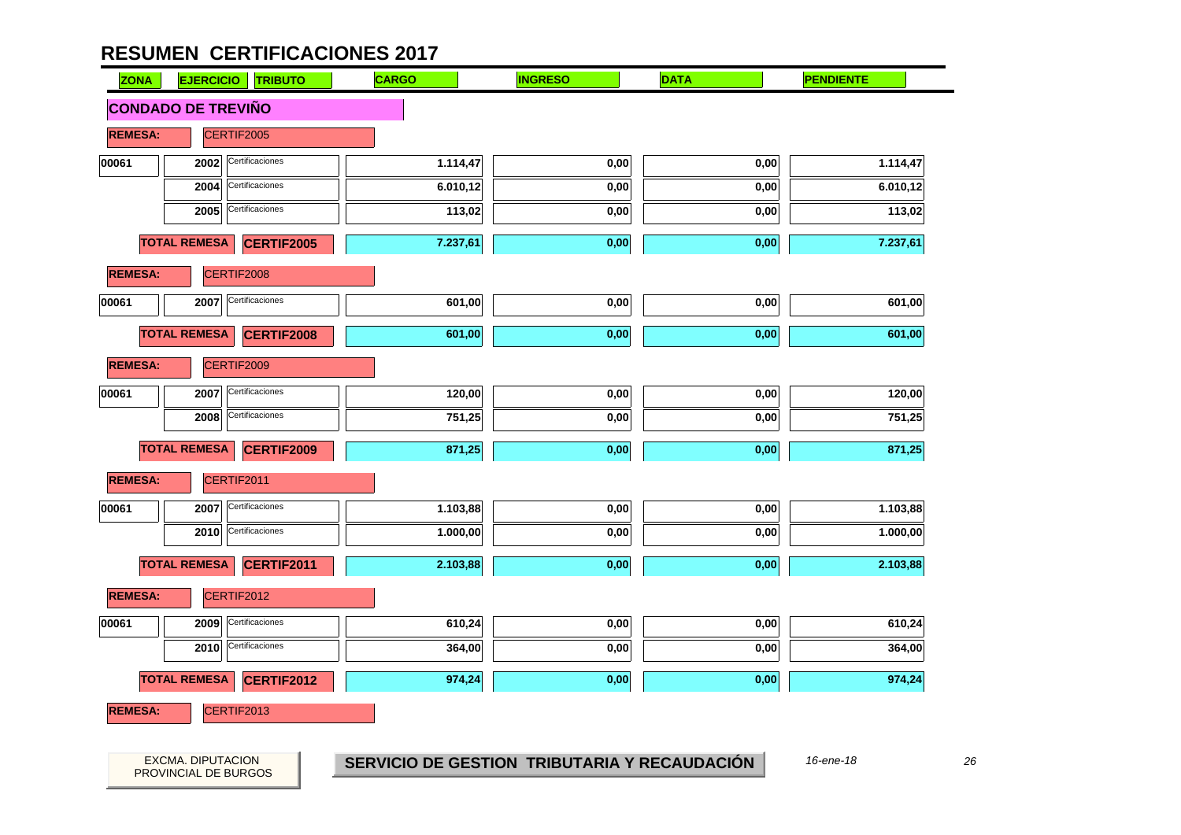# RESUMEN CERTIFICACIONES 2017

| ZONA | EJERCICIO | TRIBUTO | CARGO | INGRESO | DATA | PENDIENTE |
|---|---|---|---|---|---|---|
| **CONDADO DE TREVIÑO** | | | | | | |
| **REMESA:** | CERTIF2005 | | | | | |
| 00061 | 2002 | Certificaciones | 1.114,47 | 0,00 | 0,00 | 1.114,47 |
| | 2004 | Certificaciones | 6.010,12 | 0,00 | 0,00 | 6.010,12 |
| | 2005 | Certificaciones | 113,02 | 0,00 | 0,00 | 113,02 |
| **TOTAL REMESA** | | **CERTIF2005** | 7.237,61 | 0,00 | 0,00 | 7.237,61 |
| **REMESA:** | CERTIF2008 | | | | | |
| 00061 | 2007 | Certificaciones | 601,00 | 0,00 | 0,00 | 601,00 |
| **TOTAL REMESA** | | **CERTIF2008** | 601,00 | 0,00 | 0,00 | 601,00 |
| **REMESA:** | CERTIF2009 | | | | | |
| 00061 | 2007 | Certificaciones | 120,00 | 0,00 | 0,00 | 120,00 |
| | 2008 | Certificaciones | 751,25 | 0,00 | 0,00 | 751,25 |
| **TOTAL REMESA** | | **CERTIF2009** | 871,25 | 0,00 | 0,00 | 871,25 |
| **REMESA:** | CERTIF2011 | | | | | |
| 00061 | 2007 | Certificaciones | 1.103,88 | 0,00 | 0,00 | 1.103,88 |
| | 2010 | Certificaciones | 1.000,00 | 0,00 | 0,00 | 1.000,00 |
| **TOTAL REMESA** | | **CERTIF2011** | 2.103,88 | 0,00 | 0,00 | 2.103,88 |
| **REMESA:** | CERTIF2012 | | | | | |
| 00061 | 2009 | Certificaciones | 610,24 | 0,00 | 0,00 | 610,24 |
| | 2010 | Certificaciones | 364,00 | 0,00 | 0,00 | 364,00 |
| **TOTAL REMESA** | | **CERTIF2012** | 974,24 | 0,00 | 0,00 | 974,24 |
| **REMESA:** | CERTIF2013 | | | | | |

EXCMA. DIPUTACION PROVINCIAL DE BURGOS

**SERVICIO DE GESTION TRIBUTARIA Y RECAUDACIÓN**

*16-ene-18*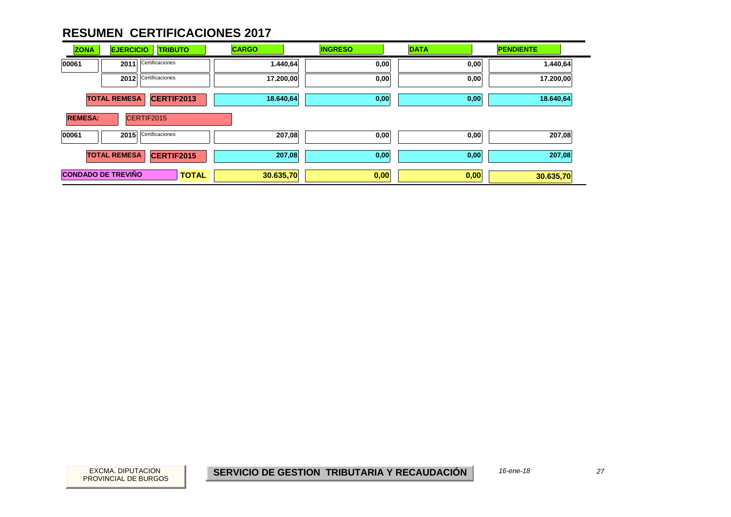# RESUMEN CERTIFICACIONES 2017

| ZONA | EJERCICIO | TRIBUTO | CARGO | INGRESO | DATA | PENDIENTE |
|---|---|---|---|---|---|---|
| 00061 | 2011 | Certificaciones | 1.440,64 | 0,00 | 0,00 | 1.440,64 |
| | 2012 | Certificaciones | 17.200,00 | 0,00 | 0,00 | 17.200,00 |
| | TOTAL REMESA | CERTIF2013 | 18.640,64 | 0,00 | 0,00 | 18.640,64 |
| REMESA: | CERTIF2015 | | | | | |
| 00061 | 2015 | Certificaciones | 207,08 | 0,00 | 0,00 | 207,08 |
| | TOTAL REMESA | CERTIF2015 | 207,08 | 0,00 | 0,00 | 207,08 |
| CONDADO DE TREVIÑO | | TOTAL | 30.635,70 | 0,00 | 0,00 | 30.635,70 |

EXCMA. DIPUTACION PROVINCIAL DE BURGOS

**SERVICIO DE GESTION TRIBUTARIA Y RECAUDACIÓN**

*16-ene-18*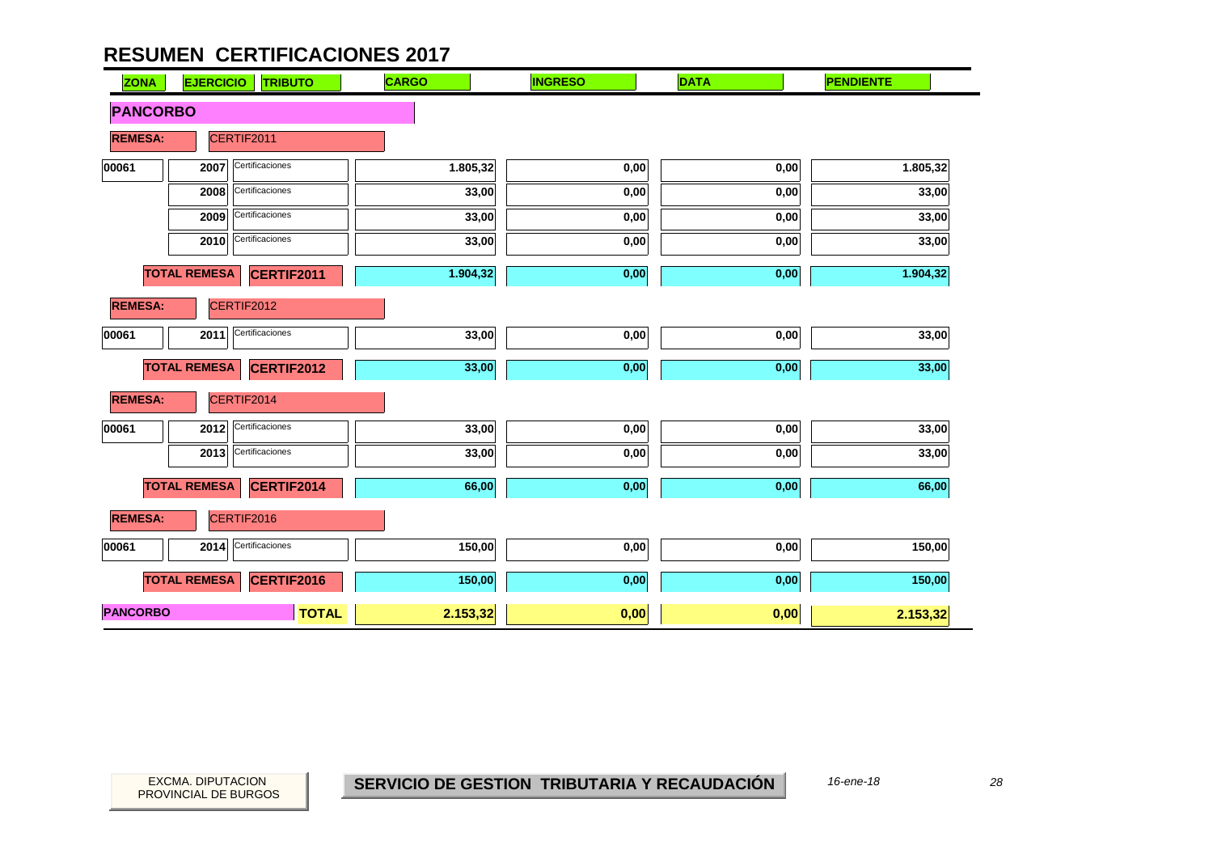# RESUMEN CERTIFICACIONES 2017

| ZONA | EJERCICIO | TRIBUTO | CARGO | INGRESO | DATA | PENDIENTE |
|---|---|---|---|---|---|---|
| **PANCORBO** | | | | | | |
| **REMESA:** | CERTIF2011 | | | | | |
| 00061 | 2007 | Certificaciones | 1.805,32 | 0,00 | 0,00 | 1.805,32 |
| | 2008 | Certificaciones | 33,00 | 0,00 | 0,00 | 33,00 |
| | 2009 | Certificaciones | 33,00 | 0,00 | 0,00 | 33,00 |
| | 2010 | Certificaciones | 33,00 | 0,00 | 0,00 | 33,00 |
| | **TOTAL REMESA** | **CERTIF2011** | **1.904,32** | **0,00** | **0,00** | **1.904,32** |
| **REMESA:** | CERTIF2012 | | | | | |
| 00061 | 2011 | Certificaciones | 33,00 | 0,00 | 0,00 | 33,00 |
| | **TOTAL REMESA** | **CERTIF2012** | **33,00** | **0,00** | **0,00** | **33,00** |
| **REMESA:** | CERTIF2014 | | | | | |
| 00061 | 2012 | Certificaciones | 33,00 | 0,00 | 0,00 | 33,00 |
| | 2013 | Certificaciones | 33,00 | 0,00 | 0,00 | 33,00 |
| | **TOTAL REMESA** | **CERTIF2014** | **66,00** | **0,00** | **0,00** | **66,00** |
| **REMESA:** | CERTIF2016 | | | | | |
| 00061 | 2014 | Certificaciones | 150,00 | 0,00 | 0,00 | 150,00 |
| | **TOTAL REMESA** | **CERTIF2016** | **150,00** | **0,00** | **0,00** | **150,00** |
| **PANCORBO** | | **TOTAL** | **2.153,32** | **0,00** | **0,00** | **2.153,32** |

EXCMA. DIPUTACION PROVINCIAL DE BURGOS

**SERVICIO DE GESTION TRIBUTARIA Y RECAUDACIÓN**

*16-ene-18*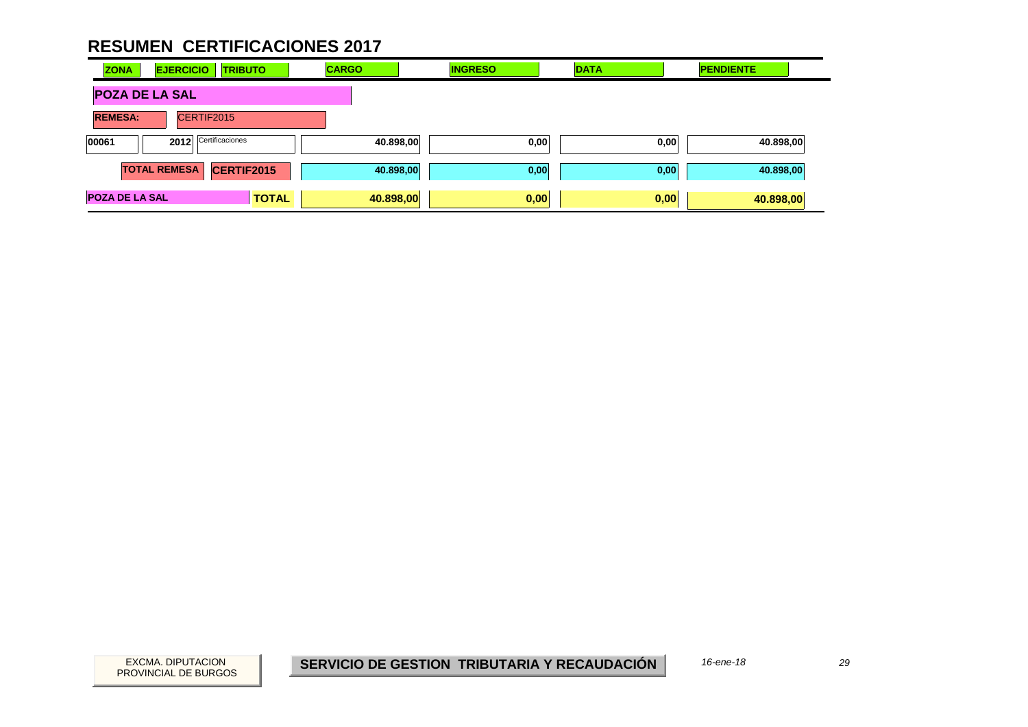# RESUMEN CERTIFICACIONES 2017

| ZONA | EJERCICIO | TRIBUTO | CARGO | INGRESO | DATA | PENDIENTE |
|---|---|---|---|---|---|---|
| **POZA DE LA SAL** | | | | | | |
| **REMESA:** | CERTIF2015 | | | | | |
| 00061 | 2012 | Certificaciones | 40.898,00 | 0,00 | 0,00 | 40.898,00 |
| **TOTAL REMESA** | | **CERTIF2015** | 40.898,00 | 0,00 | 0,00 | 40.898,00 |
| **POZA DE LA SAL** | | **TOTAL** | **40.898,00** | **0,00** | **0,00** | **40.898,00** |

EXCMA. DIPUTACION PROVINCIAL DE BURGOS

**SERVICIO DE GESTION TRIBUTARIA Y RECAUDACIÓN**

*16-ene-18*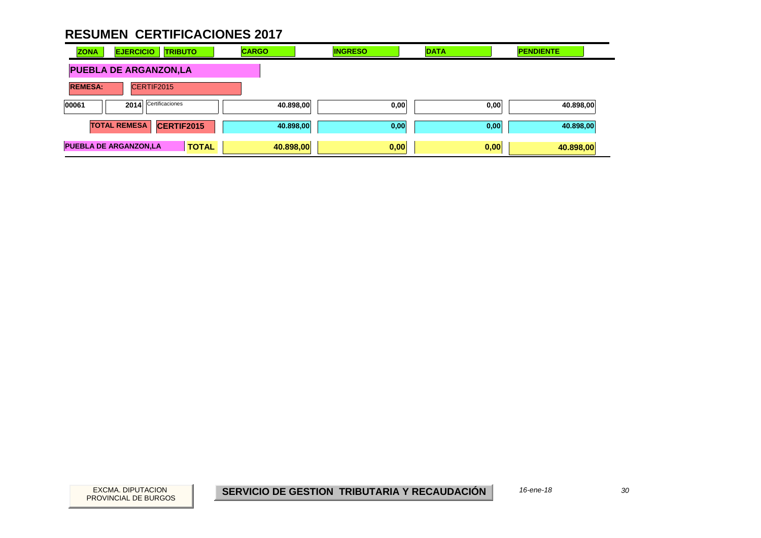# RESUMEN CERTIFICACIONES 2017

| ZONA | EJERCICIO | TRIBUTO | CARGO | INGRESO | DATA | PENDIENTE |
|---|---|---|---|---|---|---|
| **PUEBLA DE ARGANZON,LA** | | | | | | |
| **REMESA:** | CERTIF2015 | | | | | |
| 00061 | 2014 | Certificaciones | 40.898,00 | 0,00 | 0,00 | 40.898,00 |
| **TOTAL REMESA** | **CERTIF2015** | | 40.898,00 | 0,00 | 0,00 | 40.898,00 |
| **PUEBLA DE ARGANZON,LA** | | **TOTAL** | **40.898,00** | **0,00** | **0,00** | **40.898,00** |

EXCMA. DIPUTACION PROVINCIAL DE BURGOS

**SERVICIO DE GESTION TRIBUTARIA Y RECAUDACIÓN**

*16-ene-18*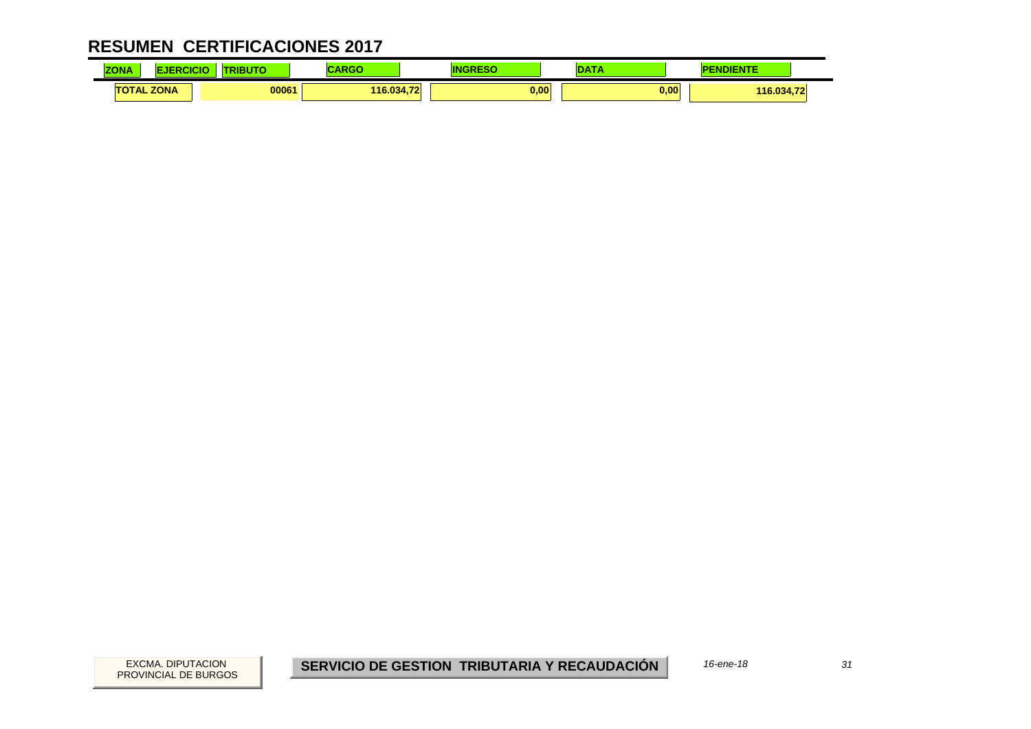# RESUMEN CERTIFICACIONES 2017

| ZONA | EJERCICIO | TRIBUTO | CARGO | INGRESO | DATA | PENDIENTE |
|---|---|---|---|---|---|---|
| TOTAL ZONA | | 00061 | 116.034,72 | 0,00 | 0,00 | 116.034,72 |

EXCMA. DIPUTACION PROVINCIAL DE BURGOS

**SERVICIO DE GESTION TRIBUTARIA Y RECAUDACIÓN**

*16-ene-18*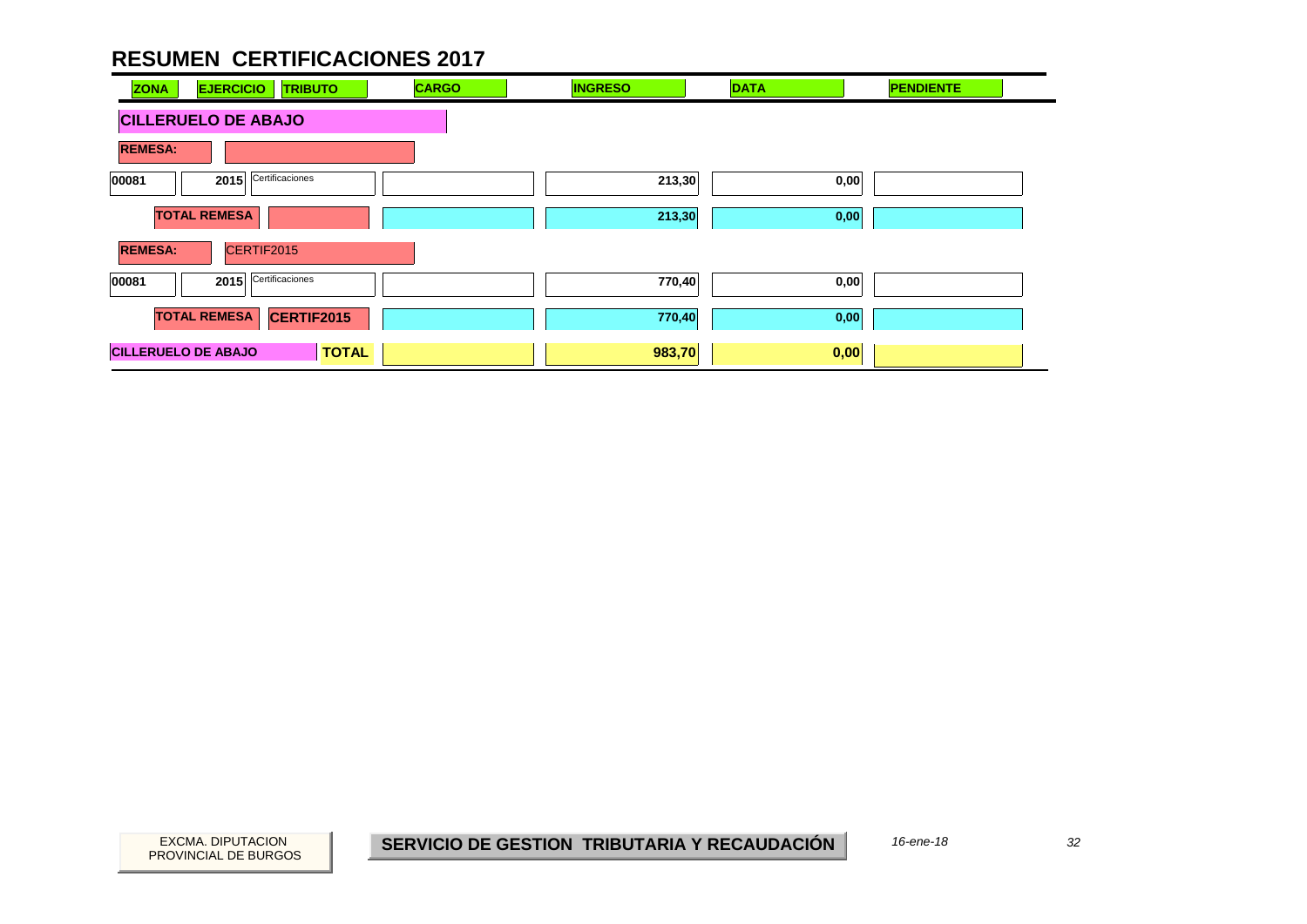# RESUMEN CERTIFICACIONES 2017

| ZONA | EJERCICIO | TRIBUTO | CARGO | INGRESO | DATA | PENDIENTE |
|---|---|---|---|---|---|---|
| **CILLERUELO DE ABAJO** | | | | | | |
| **REMESA:** | | | | | | |
| 00081 | 2015 | Certificaciones | | 213,30 | 0,00 | |
| **TOTAL REMESA** | | | | **213,30** | **0,00** | |
| **REMESA:** | CERTIF2015 | | | | | |
| 00081 | 2015 | Certificaciones | | 770,40 | 0,00 | |
| **TOTAL REMESA** | **CERTIF2015** | | | **770,40** | **0,00** | |
| **CILLERUELO DE ABAJO** | | **TOTAL** | | **983,70** | **0,00** | |

EXCMA. DIPUTACION PROVINCIAL DE BURGOS

**SERVICIO DE GESTION TRIBUTARIA Y RECAUDACIÓN**

*16-ene-18*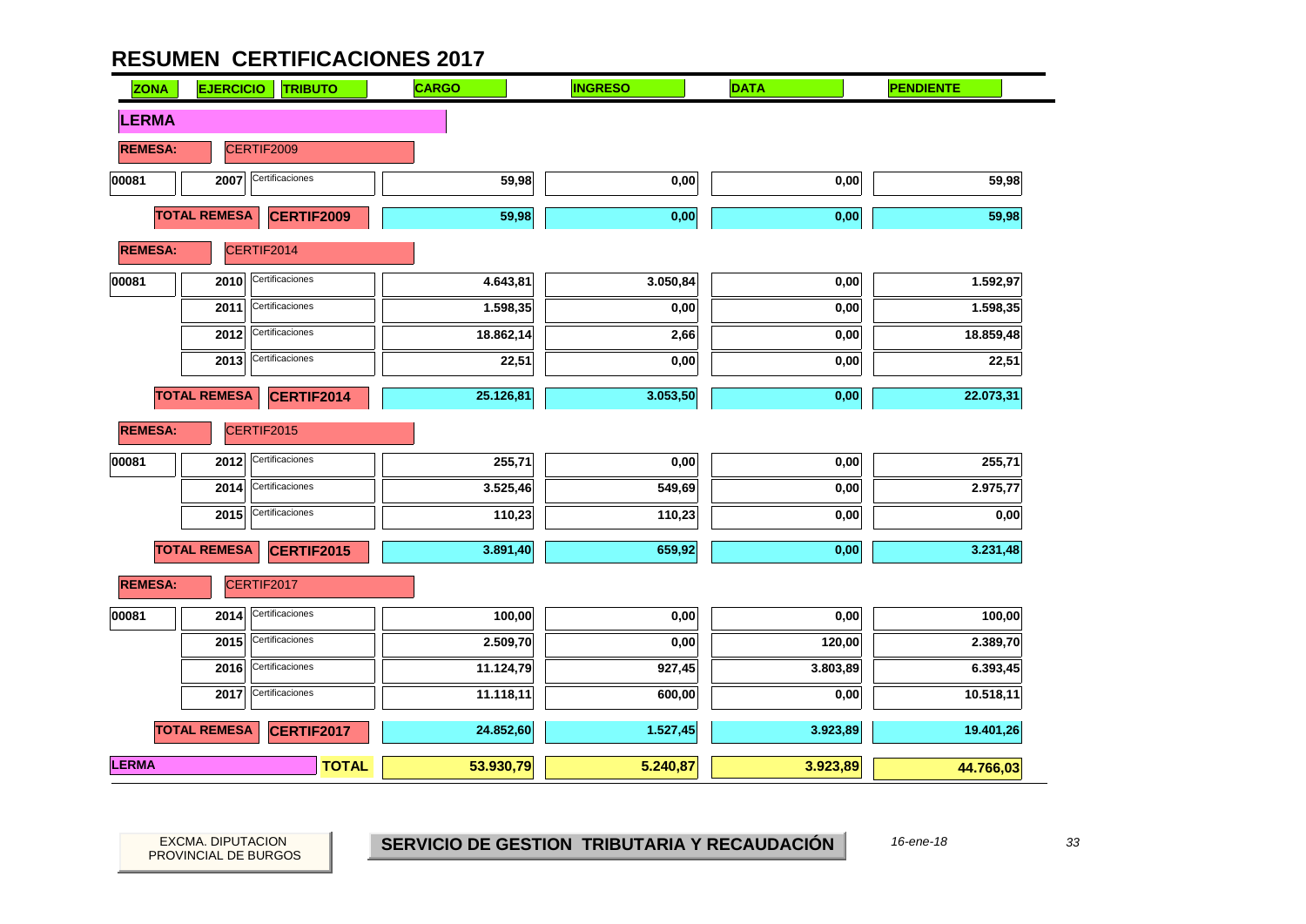# RESUMEN CERTIFICACIONES 2017

| ZONA | EJERCICIO | TRIBUTO | CARGO | INGRESO | DATA | PENDIENTE |
|---|---|---|---|---|---|---|
| **LERMA** | | | | | | |
| **REMESA:** | CERTIF2009 | | | | | |
| 00081 | 2007 | Certificaciones | 59,98 | 0,00 | 0,00 | 59,98 |
| **TOTAL REMESA** | | **CERTIF2009** | 59,98 | 0,00 | 0,00 | 59,98 |
| **REMESA:** | CERTIF2014 | | | | | |
| 00081 | 2010 | Certificaciones | 4.643,81 | 3.050,84 | 0,00 | 1.592,97 |
| | 2011 | Certificaciones | 1.598,35 | 0,00 | 0,00 | 1.598,35 |
| | 2012 | Certificaciones | 18.862,14 | 2,66 | 0,00 | 18.859,48 |
| | 2013 | Certificaciones | 22,51 | 0,00 | 0,00 | 22,51 |
| **TOTAL REMESA** | | **CERTIF2014** | 25.126,81 | 3.053,50 | 0,00 | 22.073,31 |
| **REMESA:** | CERTIF2015 | | | | | |
| 00081 | 2012 | Certificaciones | 255,71 | 0,00 | 0,00 | 255,71 |
| | 2014 | Certificaciones | 3.525,46 | 549,69 | 0,00 | 2.975,77 |
| | 2015 | Certificaciones | 110,23 | 110,23 | 0,00 | 0,00 |
| **TOTAL REMESA** | | **CERTIF2015** | 3.891,40 | 659,92 | 0,00 | 3.231,48 |
| **REMESA:** | CERTIF2017 | | | | | |
| 00081 | 2014 | Certificaciones | 100,00 | 0,00 | 0,00 | 100,00 |
| | 2015 | Certificaciones | 2.509,70 | 0,00 | 120,00 | 2.389,70 |
| | 2016 | Certificaciones | 11.124,79 | 927,45 | 3.803,89 | 6.393,45 |
| | 2017 | Certificaciones | 11.118,11 | 600,00 | 0,00 | 10.518,11 |
| **TOTAL REMESA** | | **CERTIF2017** | 24.852,60 | 1.527,45 | 3.923,89 | 19.401,26 |
| **LERMA** | | **TOTAL** | 53.930,79 | 5.240,87 | 3.923,89 | 44.766,03 |

EXCMA. DIPUTACION PROVINCIAL DE BURGOS

**SERVICIO DE GESTION TRIBUTARIA Y RECAUDACIÓN**

*16-ene-18*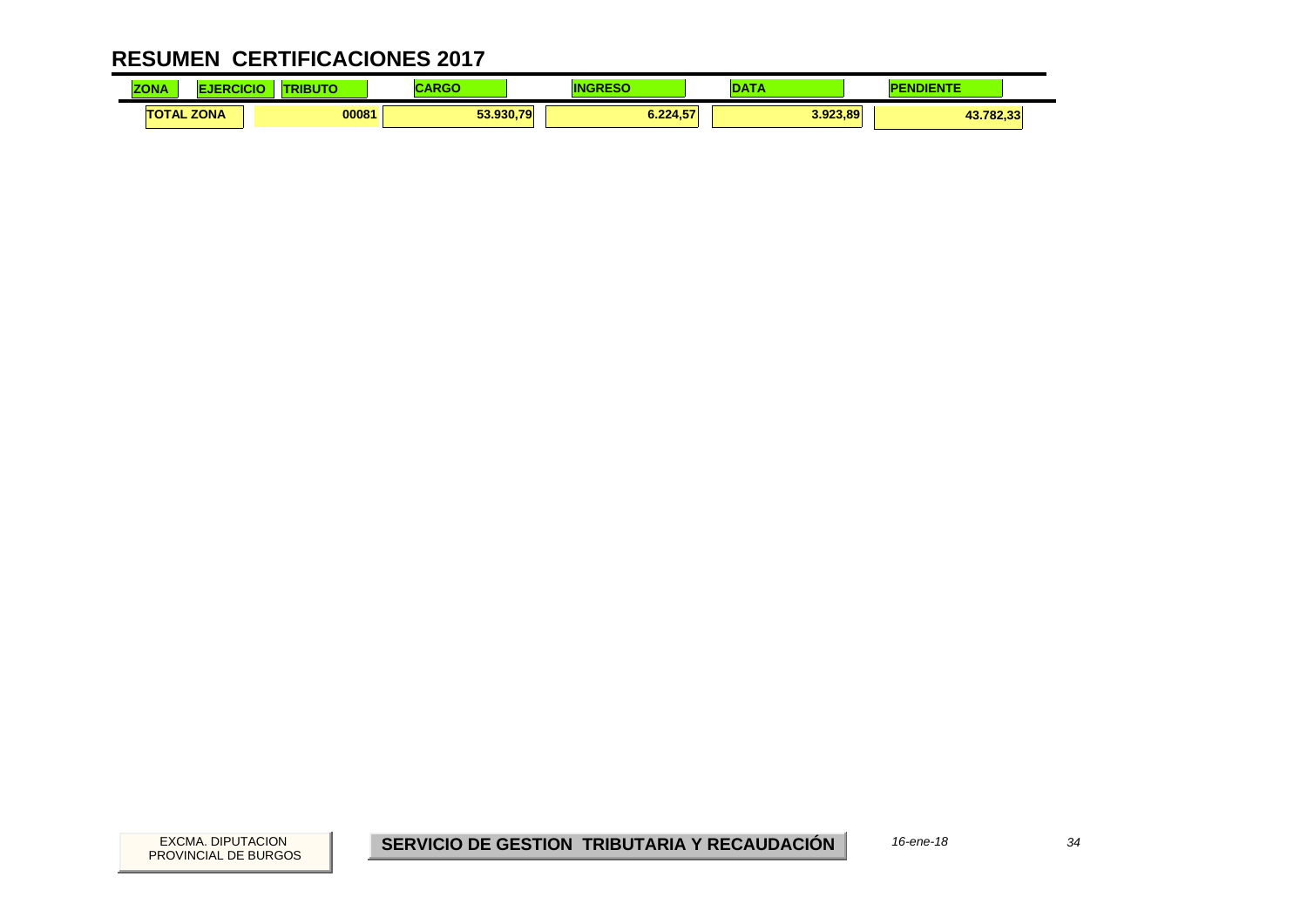# RESUMEN CERTIFICACIONES 2017

| ZONA | EJERCICIO | TRIBUTO | CARGO | INGRESO | DATA | PENDIENTE |
|---|---|---|---|---|---|---|
| TOTAL ZONA | | 00081 | 53.930,79 | 6.224,57 | 3.923,89 | 43.782,33 |

EXCMA. DIPUTACION PROVINCIAL DE BURGOS

**SERVICIO DE GESTION TRIBUTARIA Y RECAUDACIÓN**

*16-ene-18*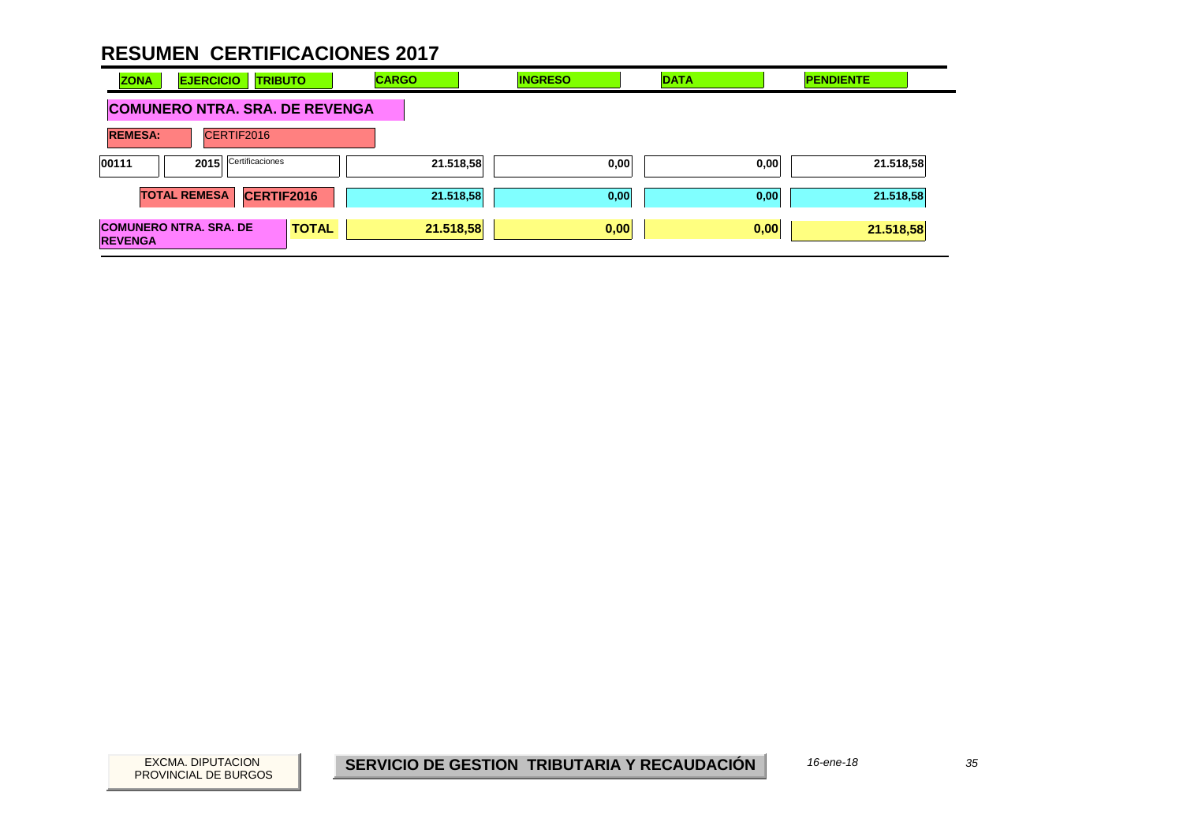# RESUMEN CERTIFICACIONES 2017

| ZONA | EJERCICIO | TRIBUTO | CARGO | INGRESO | DATA | PENDIENTE |
|---|---|---|---|---|---|---|
| **COMUNERO NTRA. SRA. DE REVENGA** | | | | | | |
| **REMESA:** | CERTIF2016 | | | | | |
| 00111 | 2015 | Certificaciones | 21.518,58 | 0,00 | 0,00 | 21.518,58 |
| **TOTAL REMESA** | **CERTIF2016** | | **21.518,58** | **0,00** | **0,00** | **21.518,58** |
| **COMUNERO NTRA. SRA. DE REVENGA** | | **TOTAL** | **21.518,58** | **0,00** | **0,00** | **21.518,58** |

EXCMA. DIPUTACION PROVINCIAL DE BURGOS

**SERVICIO DE GESTION TRIBUTARIA Y RECAUDACIÓN**

*16-ene-18*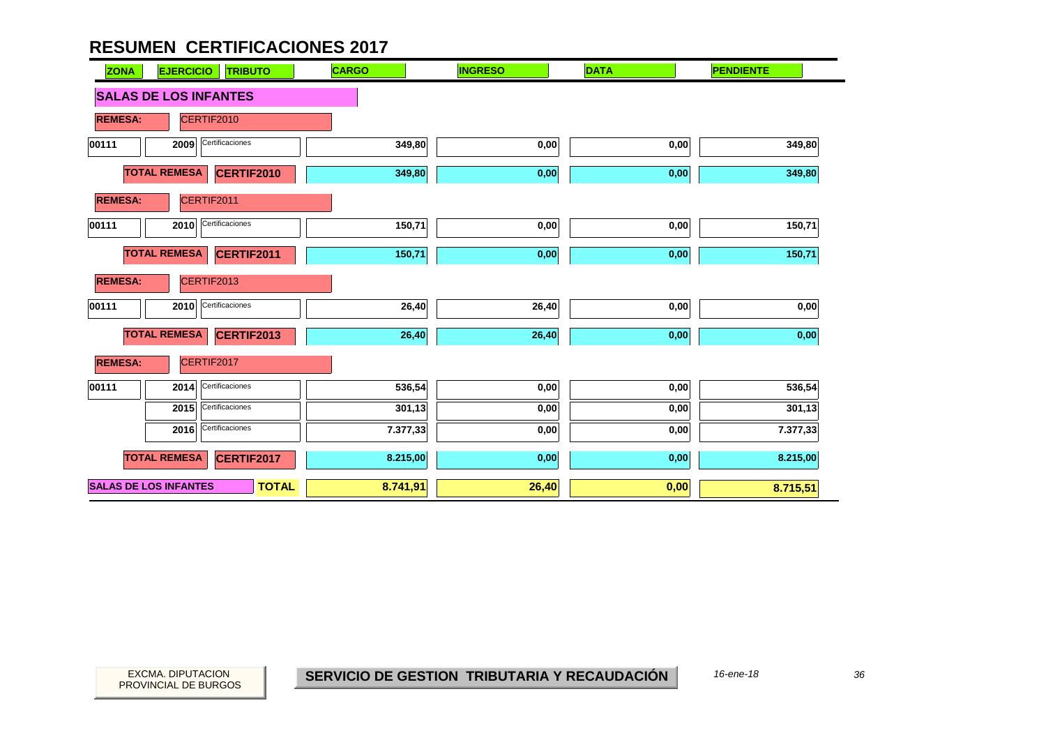# RESUMEN CERTIFICACIONES 2017

| ZONA | EJERCICIO | TRIBUTO | CARGO | INGRESO | DATA | PENDIENTE |
|---|---|---|---|---|---|---|
| **SALAS DE LOS INFANTES** | | | | | | |
| **REMESA:** | CERTIF2010 | | | | | |
| 00111 | 2009 | Certificaciones | 349,80 | 0,00 | 0,00 | 349,80 |
| | **TOTAL REMESA** | **CERTIF2010** | 349,80 | 0,00 | 0,00 | 349,80 |
| **REMESA:** | CERTIF2011 | | | | | |
| 00111 | 2010 | Certificaciones | 150,71 | 0,00 | 0,00 | 150,71 |
| | **TOTAL REMESA** | **CERTIF2011** | 150,71 | 0,00 | 0,00 | 150,71 |
| **REMESA:** | CERTIF2013 | | | | | |
| 00111 | 2010 | Certificaciones | 26,40 | 26,40 | 0,00 | 0,00 |
| | **TOTAL REMESA** | **CERTIF2013** | 26,40 | 26,40 | 0,00 | 0,00 |
| **REMESA:** | CERTIF2017 | | | | | |
| 00111 | 2014 | Certificaciones | 536,54 | 0,00 | 0,00 | 536,54 |
| | 2015 | Certificaciones | 301,13 | 0,00 | 0,00 | 301,13 |
| | 2016 | Certificaciones | 7.377,33 | 0,00 | 0,00 | 7.377,33 |
| | **TOTAL REMESA** | **CERTIF2017** | 8.215,00 | 0,00 | 0,00 | 8.215,00 |
| **SALAS DE LOS INFANTES** | | **TOTAL** | **8.741,91** | **26,40** | **0,00** | **8.715,51** |

EXCMA. DIPUTACION PROVINCIAL DE BURGOS

**SERVICIO DE GESTION TRIBUTARIA Y RECAUDACIÓN**

*16-ene-18*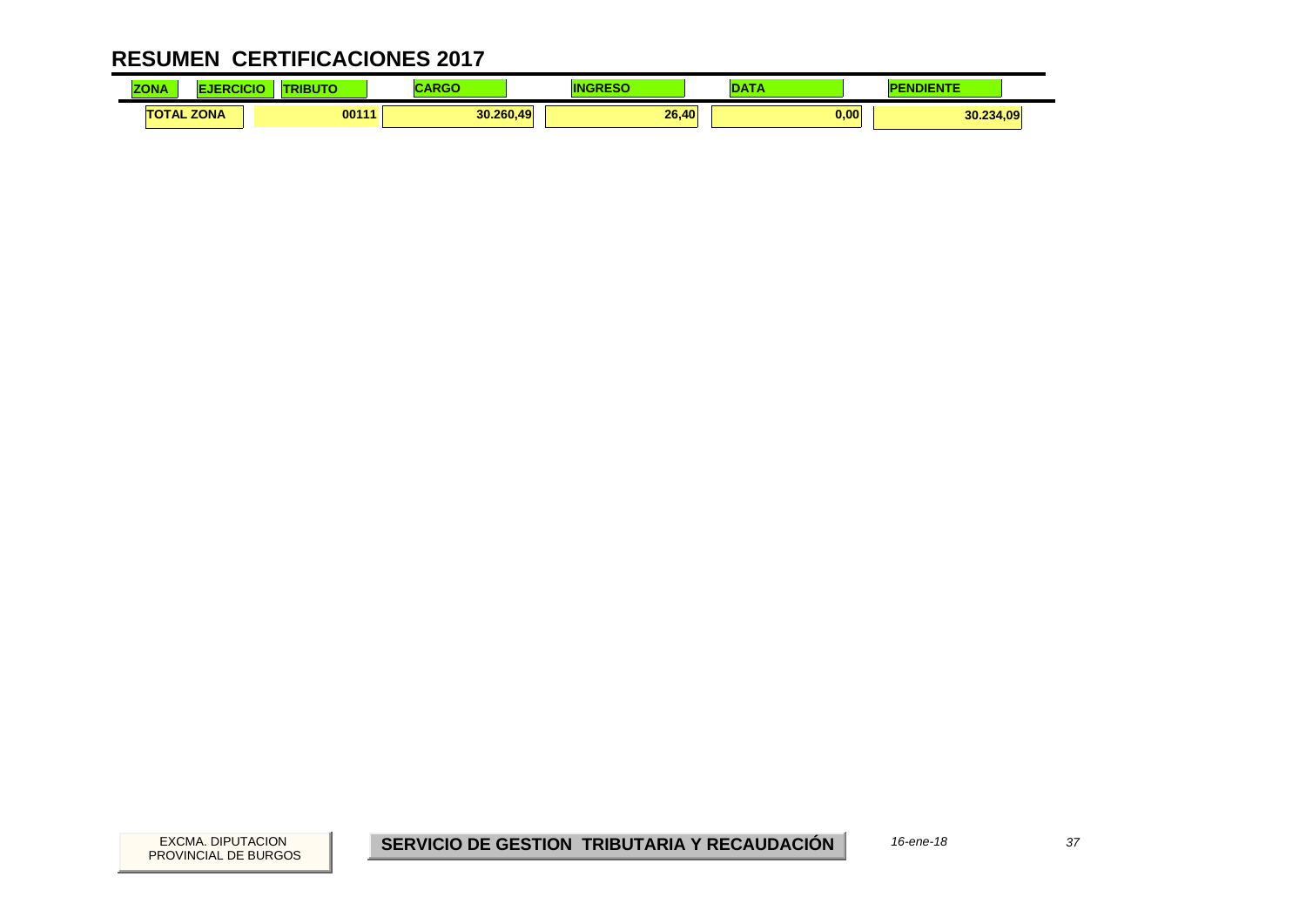# RESUMEN CERTIFICACIONES 2017

| ZONA | EJERCICIO | TRIBUTO | CARGO | INGRESO | DATA | PENDIENTE |
|---|---|---|---|---|---|---|
| TOTAL ZONA | | 00111 | 30.260,49 | 26,40 | 0,00 | 30.234,09 |

EXCMA. DIPUTACION PROVINCIAL DE BURGOS

**SERVICIO DE GESTION TRIBUTARIA Y RECAUDACIÓN**

*16-ene-18*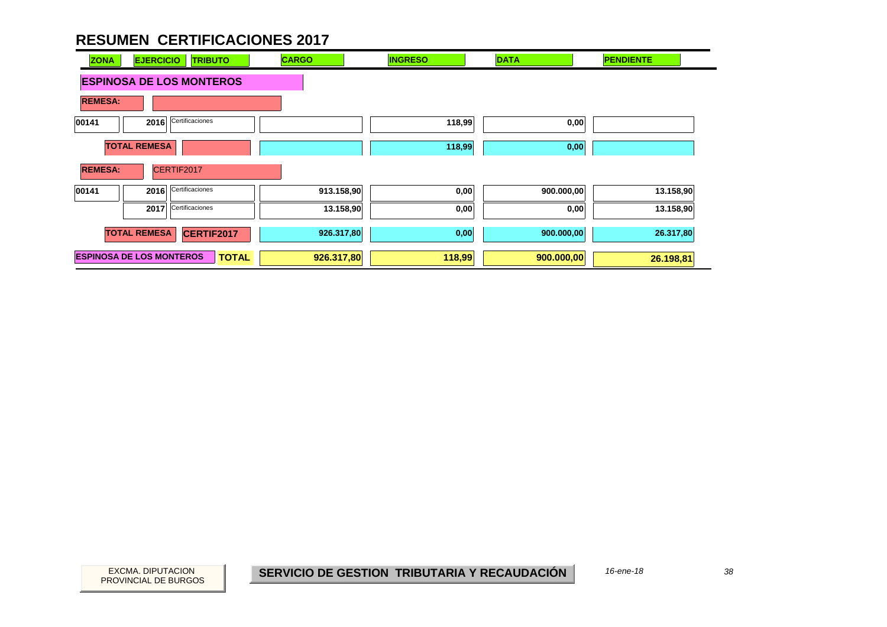# RESUMEN CERTIFICACIONES 2017

| ZONA | EJERCICIO | TRIBUTO | CARGO | INGRESO | DATA | PENDIENTE |
|---|---|---|---|---|---|---|
| **ESPINOSA DE LOS MONTEROS** | | | | | | |
| **REMESA:** | | | | | | |
| 00141 | 2016 | Certificaciones | | 118,99 | 0,00 | |
| **TOTAL REMESA** | | | | 118,99 | 0,00 | |
| **REMESA:** | CERTIF2017 | | | | | |
| 00141 | 2016 | Certificaciones | 913.158,90 | 0,00 | 900.000,00 | 13.158,90 |
| | 2017 | Certificaciones | 13.158,90 | 0,00 | 0,00 | 13.158,90 |
| **TOTAL REMESA** | | **CERTIF2017** | 926.317,80 | 0,00 | 900.000,00 | 26.317,80 |
| **ESPINOSA DE LOS MONTEROS** | | **TOTAL** | 926.317,80 | 118,99 | 900.000,00 | 26.198,81 |

EXCMA. DIPUTACION PROVINCIAL DE BURGOS

**SERVICIO DE GESTION TRIBUTARIA Y RECAUDACIÓN**

*16-ene-18*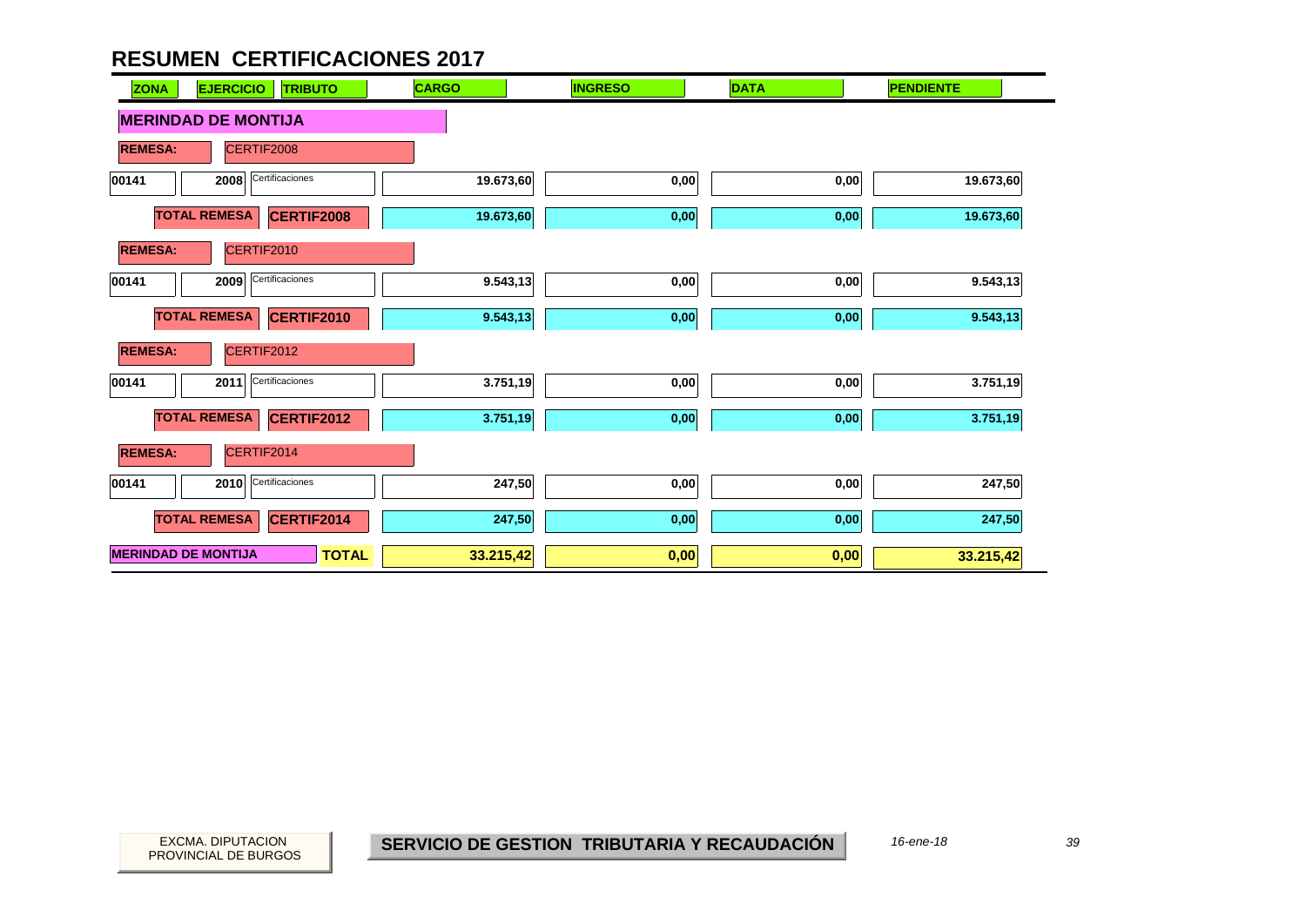# RESUMEN CERTIFICACIONES 2017

| ZONA | EJERCICIO | TRIBUTO | CARGO | INGRESO | DATA | PENDIENTE |
|---|---|---|---|---|---|---|
| **MERINDAD DE MONTIJA** | | | | | | |
| **REMESA:** | CERTIF2008 | | | | | |
| 00141 | 2008 | Certificaciones | 19.673,60 | 0,00 | 0,00 | 19.673,60 |
| | **TOTAL REMESA** | **CERTIF2008** | 19.673,60 | 0,00 | 0,00 | 19.673,60 |
| **REMESA:** | CERTIF2010 | | | | | |
| 00141 | 2009 | Certificaciones | 9.543,13 | 0,00 | 0,00 | 9.543,13 |
| | **TOTAL REMESA** | **CERTIF2010** | 9.543,13 | 0,00 | 0,00 | 9.543,13 |
| **REMESA:** | CERTIF2012 | | | | | |
| 00141 | 2011 | Certificaciones | 3.751,19 | 0,00 | 0,00 | 3.751,19 |
| | **TOTAL REMESA** | **CERTIF2012** | 3.751,19 | 0,00 | 0,00 | 3.751,19 |
| **REMESA:** | CERTIF2014 | | | | | |
| 00141 | 2010 | Certificaciones | 247,50 | 0,00 | 0,00 | 247,50 |
| | **TOTAL REMESA** | **CERTIF2014** | 247,50 | 0,00 | 0,00 | 247,50 |
| **MERINDAD DE MONTIJA** | | **TOTAL** | **33.215,42** | **0,00** | **0,00** | **33.215,42** |

EXCMA. DIPUTACION PROVINCIAL DE BURGOS

**SERVICIO DE GESTION TRIBUTARIA Y RECAUDACIÓN**

*16-ene-18*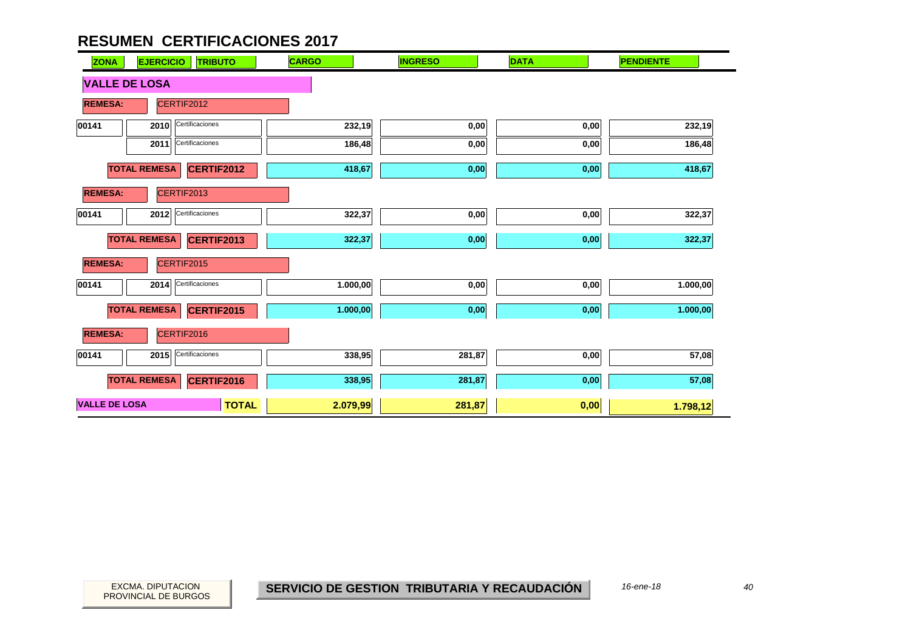# RESUMEN CERTIFICACIONES 2017

| ZONA | EJERCICIO | TRIBUTO | CARGO | INGRESO | DATA | PENDIENTE |
|---|---|---|---|---|---|---|
| **VALLE DE LOSA** | | | | | | |
| **REMESA:** | CERTIF2012 | | | | | |
| 00141 | 2010 | Certificaciones | 232,19 | 0,00 | 0,00 | 232,19 |
| | 2011 | Certificaciones | 186,48 | 0,00 | 0,00 | 186,48 |
| | **TOTAL REMESA** | **CERTIF2012** | 418,67 | 0,00 | 0,00 | 418,67 |
| **REMESA:** | CERTIF2013 | | | | | |
| 00141 | 2012 | Certificaciones | 322,37 | 0,00 | 0,00 | 322,37 |
| | **TOTAL REMESA** | **CERTIF2013** | 322,37 | 0,00 | 0,00 | 322,37 |
| **REMESA:** | CERTIF2015 | | | | | |
| 00141 | 2014 | Certificaciones | 1.000,00 | 0,00 | 0,00 | 1.000,00 |
| | **TOTAL REMESA** | **CERTIF2015** | 1.000,00 | 0,00 | 0,00 | 1.000,00 |
| **REMESA:** | CERTIF2016 | | | | | |
| 00141 | 2015 | Certificaciones | 338,95 | 281,87 | 0,00 | 57,08 |
| | **TOTAL REMESA** | **CERTIF2016** | 338,95 | 281,87 | 0,00 | 57,08 |
| **VALLE DE LOSA** | | **TOTAL** | **2.079,99** | **281,87** | **0,00** | **1.798,12** |

EXCMA. DIPUTACION PROVINCIAL DE BURGOS

**SERVICIO DE GESTION TRIBUTARIA Y RECAUDACIÓN**

*16-ene-18*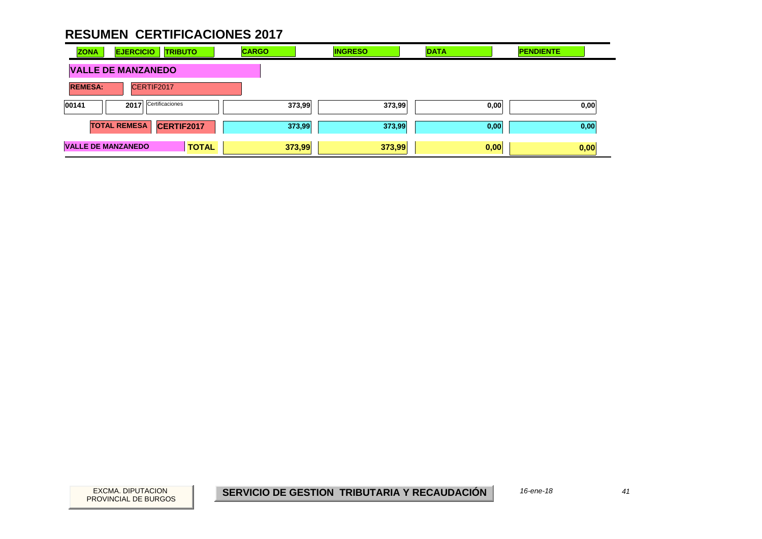# RESUMEN CERTIFICACIONES 2017

| ZONA | EJERCICIO | TRIBUTO | CARGO | INGRESO | DATA | PENDIENTE |
|---|---|---|---|---|---|---|
| **VALLE DE MANZANEDO** | | | | | | |
| **REMESA:** | CERTIF2017 | | | | | |
| 00141 | 2017 | Certificaciones | 373,99 | 373,99 | 0,00 | 0,00 |
| **TOTAL REMESA** | **CERTIF2017** | | **373,99** | **373,99** | **0,00** | **0,00** |
| **VALLE DE MANZANEDO** | | **TOTAL** | **373,99** | **373,99** | **0,00** | **0,00** |

EXCMA. DIPUTACION PROVINCIAL DE BURGOS

**SERVICIO DE GESTION TRIBUTARIA Y RECAUDACIÓN**

*16-ene-18*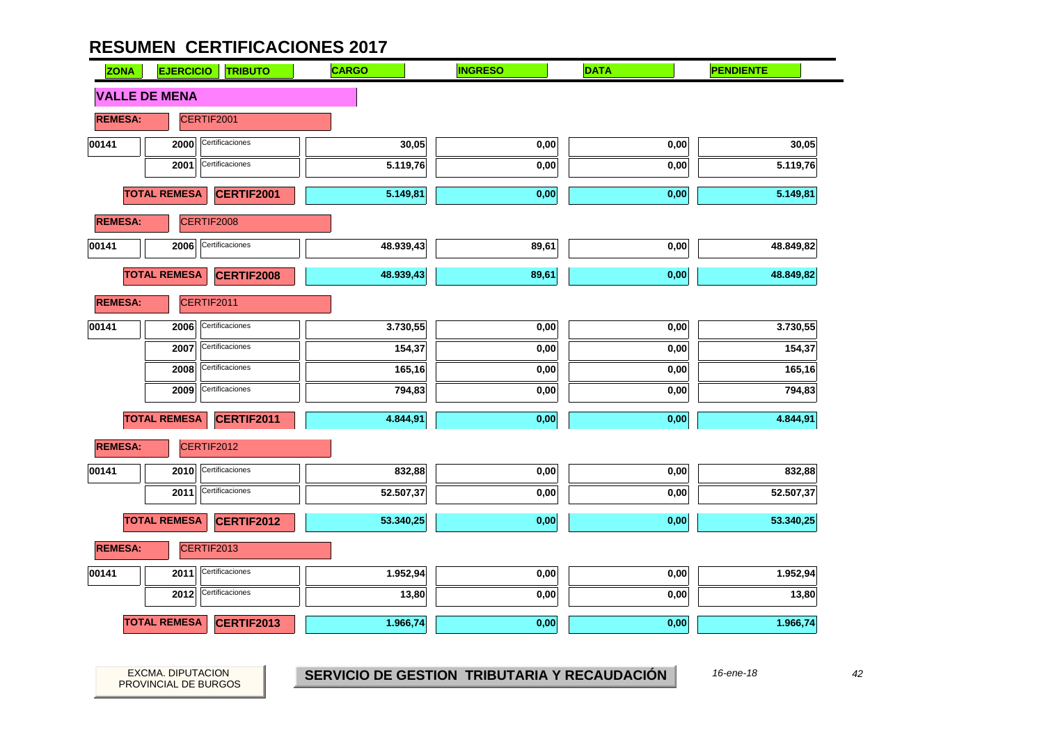# RESUMEN CERTIFICACIONES 2017

| ZONA | EJERCICIO | TRIBUTO | CARGO | INGRESO | DATA | PENDIENTE |
|---|---|---|---|---|---|---|
| **VALLE DE MENA** | | | | | | |
| **REMESA:** | CERTIF2001 | | | | | |
| 00141 | 2000 | Certificaciones | 30,05 | 0,00 | 0,00 | 30,05 |
| | 2001 | Certificaciones | 5.119,76 | 0,00 | 0,00 | 5.119,76 |
| **TOTAL REMESA** | | **CERTIF2001** | 5.149,81 | 0,00 | 0,00 | 5.149,81 |
| **REMESA:** | CERTIF2008 | | | | | |
| 00141 | 2006 | Certificaciones | 48.939,43 | 89,61 | 0,00 | 48.849,82 |
| **TOTAL REMESA** | | **CERTIF2008** | 48.939,43 | 89,61 | 0,00 | 48.849,82 |
| **REMESA:** | CERTIF2011 | | | | | |
| 00141 | 2006 | Certificaciones | 3.730,55 | 0,00 | 0,00 | 3.730,55 |
| | 2007 | Certificaciones | 154,37 | 0,00 | 0,00 | 154,37 |
| | 2008 | Certificaciones | 165,16 | 0,00 | 0,00 | 165,16 |
| | 2009 | Certificaciones | 794,83 | 0,00 | 0,00 | 794,83 |
| **TOTAL REMESA** | | **CERTIF2011** | 4.844,91 | 0,00 | 0,00 | 4.844,91 |
| **REMESA:** | CERTIF2012 | | | | | |
| 00141 | 2010 | Certificaciones | 832,88 | 0,00 | 0,00 | 832,88 |
| | 2011 | Certificaciones | 52.507,37 | 0,00 | 0,00 | 52.507,37 |
| **TOTAL REMESA** | | **CERTIF2012** | 53.340,25 | 0,00 | 0,00 | 53.340,25 |
| **REMESA:** | CERTIF2013 | | | | | |
| 00141 | 2011 | Certificaciones | 1.952,94 | 0,00 | 0,00 | 1.952,94 |
| | 2012 | Certificaciones | 13,80 | 0,00 | 0,00 | 13,80 |
| **TOTAL REMESA** | | **CERTIF2013** | 1.966,74 | 0,00 | 0,00 | 1.966,74 |

EXCMA. DIPUTACION PROVINCIAL DE BURGOS

**SERVICIO DE GESTION TRIBUTARIA Y RECAUDACIÓN**

*16-ene-18*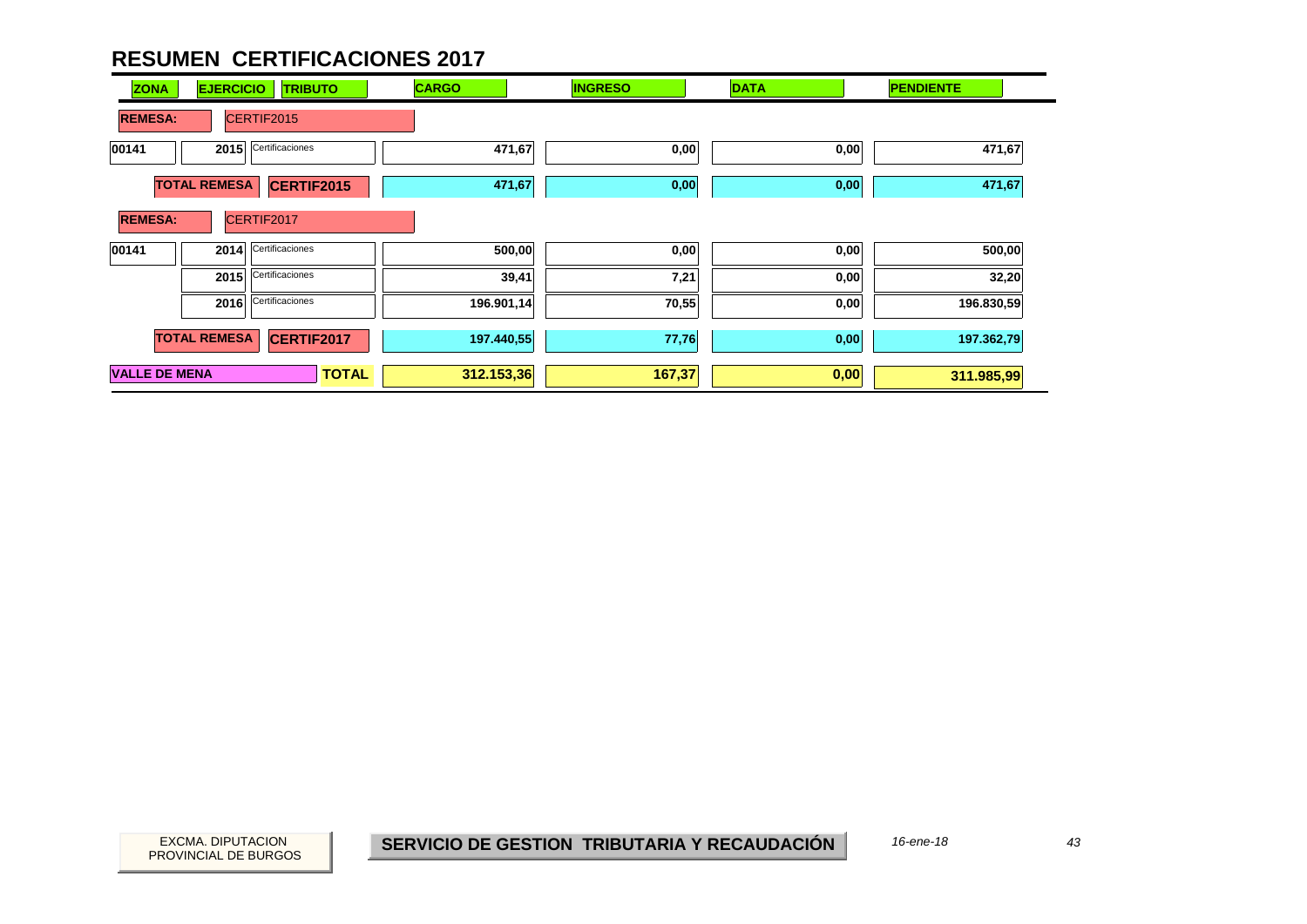# RESUMEN CERTIFICACIONES 2017

| ZONA | EJERCICIO | TRIBUTO | CARGO | INGRESO | DATA | PENDIENTE |
|---|---|---|---|---|---|---|
| **REMESA:** | CERTIF2015 | | | | | |
| 00141 | 2015 | Certificaciones | 471,67 | 0,00 | 0,00 | 471,67 |
| | **TOTAL REMESA** | **CERTIF2015** | 471,67 | 0,00 | 0,00 | 471,67 |
| **REMESA:** | CERTIF2017 | | | | | |
| 00141 | 2014 | Certificaciones | 500,00 | 0,00 | 0,00 | 500,00 |
| | 2015 | Certificaciones | 39,41 | 7,21 | 0,00 | 32,20 |
| | 2016 | Certificaciones | 196.901,14 | 70,55 | 0,00 | 196.830,59 |
| | **TOTAL REMESA** | **CERTIF2017** | 197.440,55 | 77,76 | 0,00 | 197.362,79 |
| **VALLE DE MENA** | | **TOTAL** | **312.153,36** | **167,37** | **0,00** | **311.985,99** |

EXCMA. DIPUTACION PROVINCIAL DE BURGOS

**SERVICIO DE GESTION TRIBUTARIA Y RECAUDACIÓN**

*16-ene-18*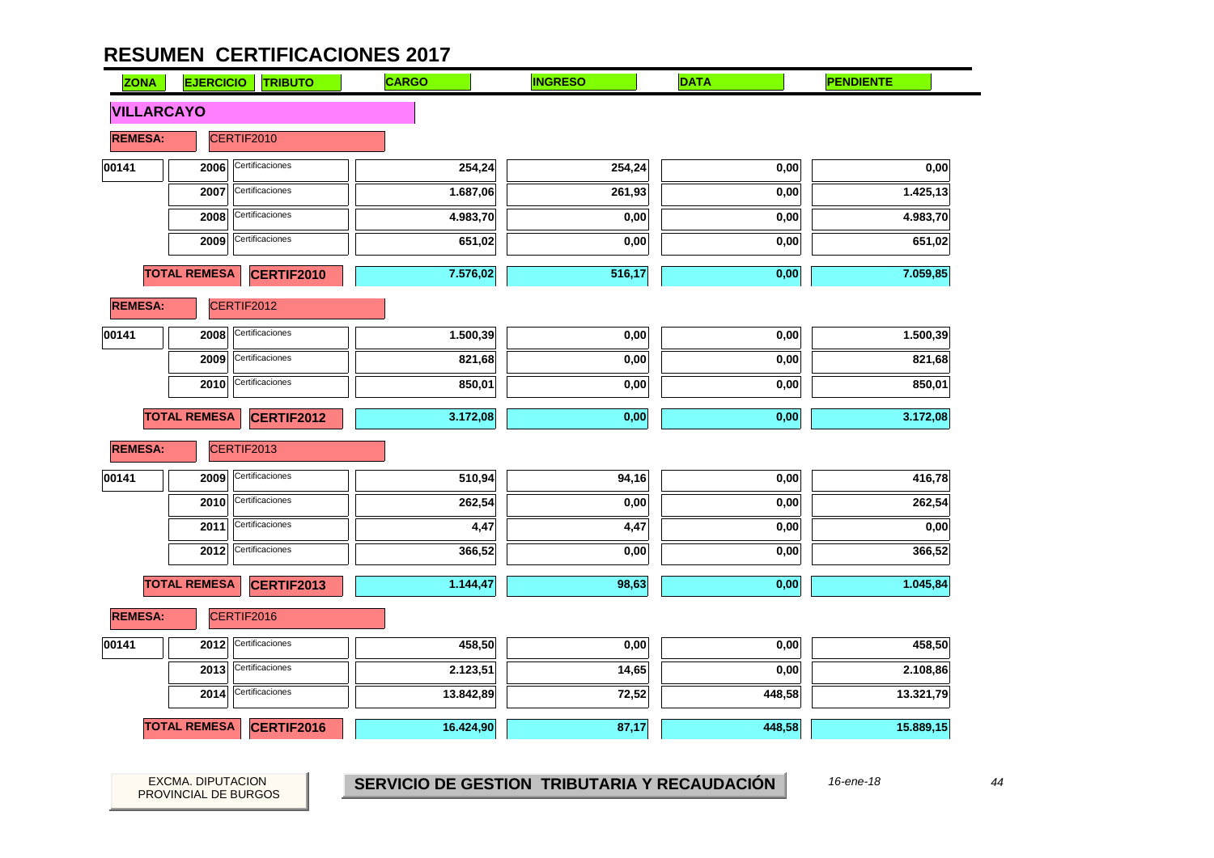# RESUMEN CERTIFICACIONES 2017

| ZONA | EJERCICIO | TRIBUTO | CARGO | INGRESO | DATA | PENDIENTE |
|---|---|---|---|---|---|---|
| **VILLARCAYO** | | | | | | |
| **REMESA:** | CERTIF2010 | | | | | |
| 00141 | 2006 | Certificaciones | 254,24 | 254,24 | 0,00 | 0,00 |
| | 2007 | Certificaciones | 1.687,06 | 261,93 | 0,00 | 1.425,13 |
| | 2008 | Certificaciones | 4.983,70 | 0,00 | 0,00 | 4.983,70 |
| | 2009 | Certificaciones | 651,02 | 0,00 | 0,00 | 651,02 |
| **TOTAL REMESA** | | **CERTIF2010** | **7.576,02** | **516,17** | **0,00** | **7.059,85** |
| **REMESA:** | CERTIF2012 | | | | | |
| 00141 | 2008 | Certificaciones | 1.500,39 | 0,00 | 0,00 | 1.500,39 |
| | 2009 | Certificaciones | 821,68 | 0,00 | 0,00 | 821,68 |
| | 2010 | Certificaciones | 850,01 | 0,00 | 0,00 | 850,01 |
| **TOTAL REMESA** | | **CERTIF2012** | **3.172,08** | **0,00** | **0,00** | **3.172,08** |
| **REMESA:** | CERTIF2013 | | | | | |
| 00141 | 2009 | Certificaciones | 510,94 | 94,16 | 0,00 | 416,78 |
| | 2010 | Certificaciones | 262,54 | 0,00 | 0,00 | 262,54 |
| | 2011 | Certificaciones | 4,47 | 4,47 | 0,00 | 0,00 |
| | 2012 | Certificaciones | 366,52 | 0,00 | 0,00 | 366,52 |
| **TOTAL REMESA** | | **CERTIF2013** | **1.144,47** | **98,63** | **0,00** | **1.045,84** |
| **REMESA:** | CERTIF2016 | | | | | |
| 00141 | 2012 | Certificaciones | 458,50 | 0,00 | 0,00 | 458,50 |
| | 2013 | Certificaciones | 2.123,51 | 14,65 | 0,00 | 2.108,86 |
| | 2014 | Certificaciones | 13.842,89 | 72,52 | 448,58 | 13.321,79 |
| **TOTAL REMESA** | | **CERTIF2016** | **16.424,90** | **87,17** | **448,58** | **15.889,15** |

EXCMA. DIPUTACION PROVINCIAL DE BURGOS

**SERVICIO DE GESTION TRIBUTARIA Y RECAUDACIÓN**

*16-ene-18*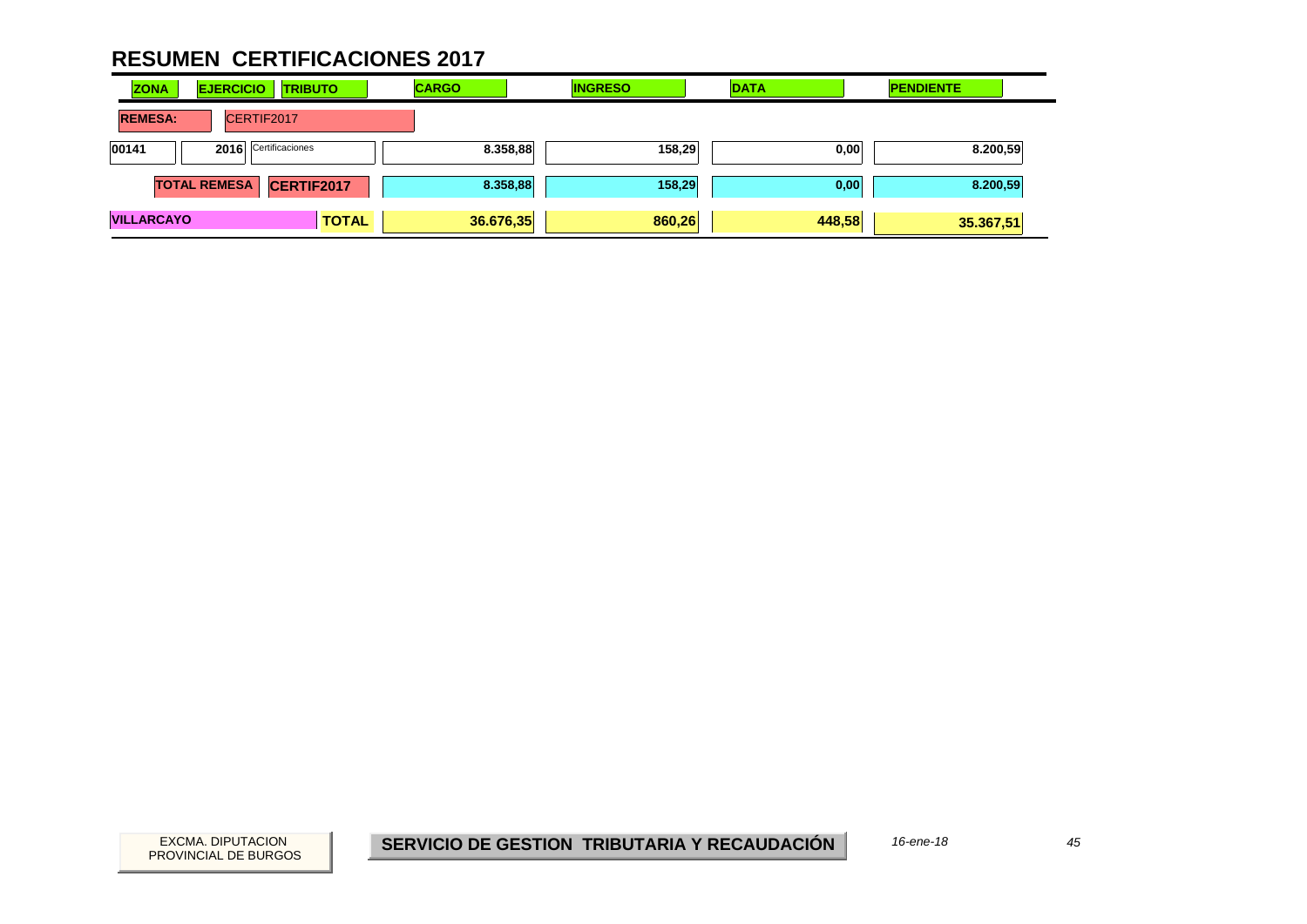# RESUMEN CERTIFICACIONES 2017

| ZONA | EJERCICIO | TRIBUTO | CARGO | INGRESO | DATA | PENDIENTE |
|---|---|---|---|---|---|---|
| **REMESA:** | CERTIF2017 | | | | | |
| 00141 | 2016 | Certificaciones | 8.358,88 | 158,29 | 0,00 | 8.200,59 |
| | **TOTAL REMESA** | **CERTIF2017** | **8.358,88** | **158,29** | **0,00** | **8.200,59** |
| **VILLARCAYO** | | **TOTAL** | **36.676,35** | **860,26** | **448,58** | **35.367,51** |

EXCMA. DIPUTACION PROVINCIAL DE BURGOS

**SERVICIO DE GESTION TRIBUTARIA Y RECAUDACIÓN**

*16-ene-18*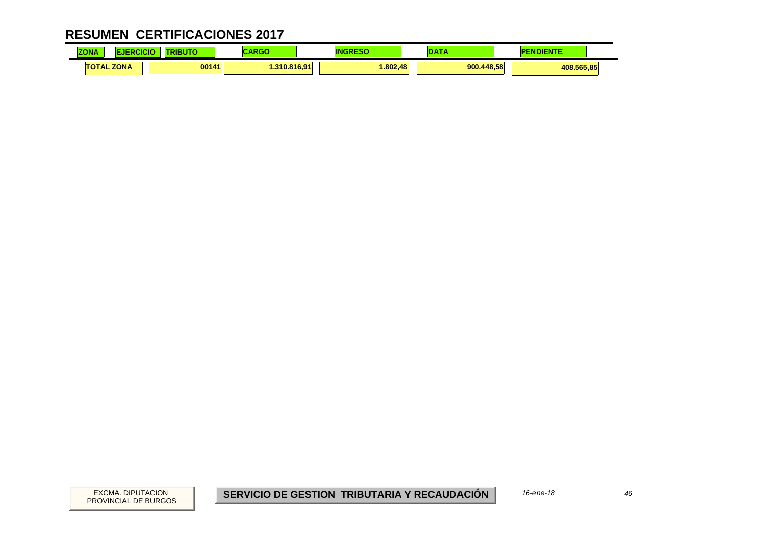# RESUMEN CERTIFICACIONES 2017

| ZONA | EJERCICIO | TRIBUTO | CARGO | INGRESO | DATA | PENDIENTE |
|---|---|---|---|---|---|---|
| TOTAL ZONA | | 00141 | 1.310.816,91 | 1.802,48 | 900.448,58 | 408.565,85 |

EXCMA. DIPUTACION PROVINCIAL DE BURGOS

**SERVICIO DE GESTION TRIBUTARIA Y RECAUDACIÓN**

*16-ene-18*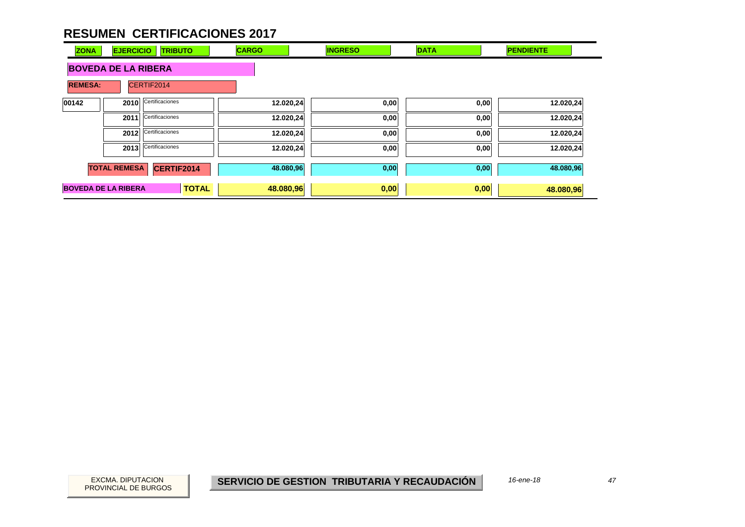# RESUMEN CERTIFICACIONES 2017

| ZONA | EJERCICIO | TRIBUTO | CARGO | INGRESO | DATA | PENDIENTE |
|---|---|---|---|---|---|---|
| **BOVEDA DE LA RIBERA** | | | | | | |
| **REMESA:** | CERTIF2014 | | | | | |
| 00142 | 2010 | Certificaciones | 12.020,24 | 0,00 | 0,00 | 12.020,24 |
| | 2011 | Certificaciones | 12.020,24 | 0,00 | 0,00 | 12.020,24 |
| | 2012 | Certificaciones | 12.020,24 | 0,00 | 0,00 | 12.020,24 |
| | 2013 | Certificaciones | 12.020,24 | 0,00 | 0,00 | 12.020,24 |
| | **TOTAL REMESA** | **CERTIF2014** | **48.080,96** | **0,00** | **0,00** | **48.080,96** |
| **BOVEDA DE LA RIBERA** | | **TOTAL** | **48.080,96** | **0,00** | **0,00** | **48.080,96** |

EXCMA. DIPUTACION PROVINCIAL DE BURGOS

**SERVICIO DE GESTION TRIBUTARIA Y RECAUDACIÓN**

*16-ene-18*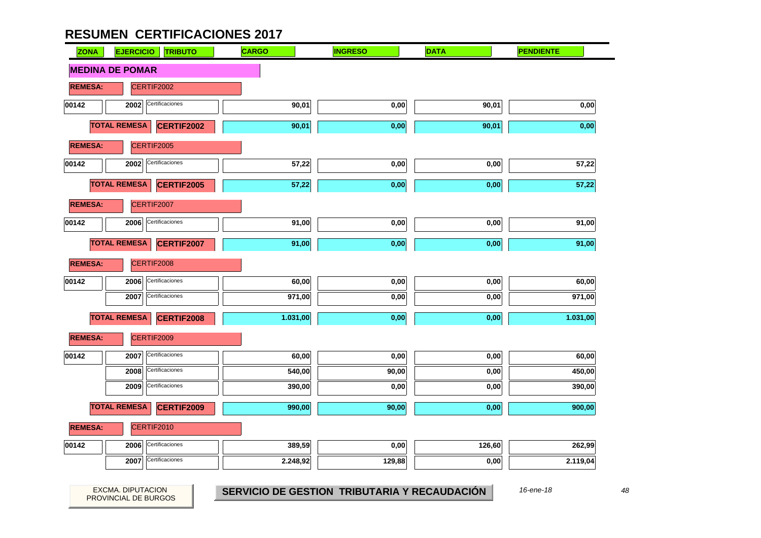# RESUMEN CERTIFICACIONES 2017

| ZONA | EJERCICIO | TRIBUTO | CARGO | INGRESO | DATA | PENDIENTE |
|---|---|---|---|---|---|---|
| **MEDINA DE POMAR** | | | | | | |
| **REMESA:** | CERTIF2002 | | | | | |
| 00142 | 2002 | Certificaciones | 90,01 | 0,00 | 90,01 | 0,00 |
| **TOTAL REMESA** | | **CERTIF2002** | 90,01 | 0,00 | 90,01 | 0,00 |
| **REMESA:** | CERTIF2005 | | | | | |
| 00142 | 2002 | Certificaciones | 57,22 | 0,00 | 0,00 | 57,22 |
| **TOTAL REMESA** | | **CERTIF2005** | 57,22 | 0,00 | 0,00 | 57,22 |
| **REMESA:** | CERTIF2007 | | | | | |
| 00142 | 2006 | Certificaciones | 91,00 | 0,00 | 0,00 | 91,00 |
| **TOTAL REMESA** | | **CERTIF2007** | 91,00 | 0,00 | 0,00 | 91,00 |
| **REMESA:** | CERTIF2008 | | | | | |
| 00142 | 2006 | Certificaciones | 60,00 | 0,00 | 0,00 | 60,00 |
| | 2007 | Certificaciones | 971,00 | 0,00 | 0,00 | 971,00 |
| **TOTAL REMESA** | | **CERTIF2008** | 1.031,00 | 0,00 | 0,00 | 1.031,00 |
| **REMESA:** | CERTIF2009 | | | | | |
| 00142 | 2007 | Certificaciones | 60,00 | 0,00 | 0,00 | 60,00 |
| | 2008 | Certificaciones | 540,00 | 90,00 | 0,00 | 450,00 |
| | 2009 | Certificaciones | 390,00 | 0,00 | 0,00 | 390,00 |
| **TOTAL REMESA** | | **CERTIF2009** | 990,00 | 90,00 | 0,00 | 900,00 |
| **REMESA:** | CERTIF2010 | | | | | |
| 00142 | 2006 | Certificaciones | 389,59 | 0,00 | 126,60 | 262,99 |
| | 2007 | Certificaciones | 2.248,92 | 129,88 | 0,00 | 2.119,04 |

EXCMA. DIPUTACION PROVINCIAL DE BURGOS

**SERVICIO DE GESTION TRIBUTARIA Y RECAUDACIÓN**

*16-ene-18*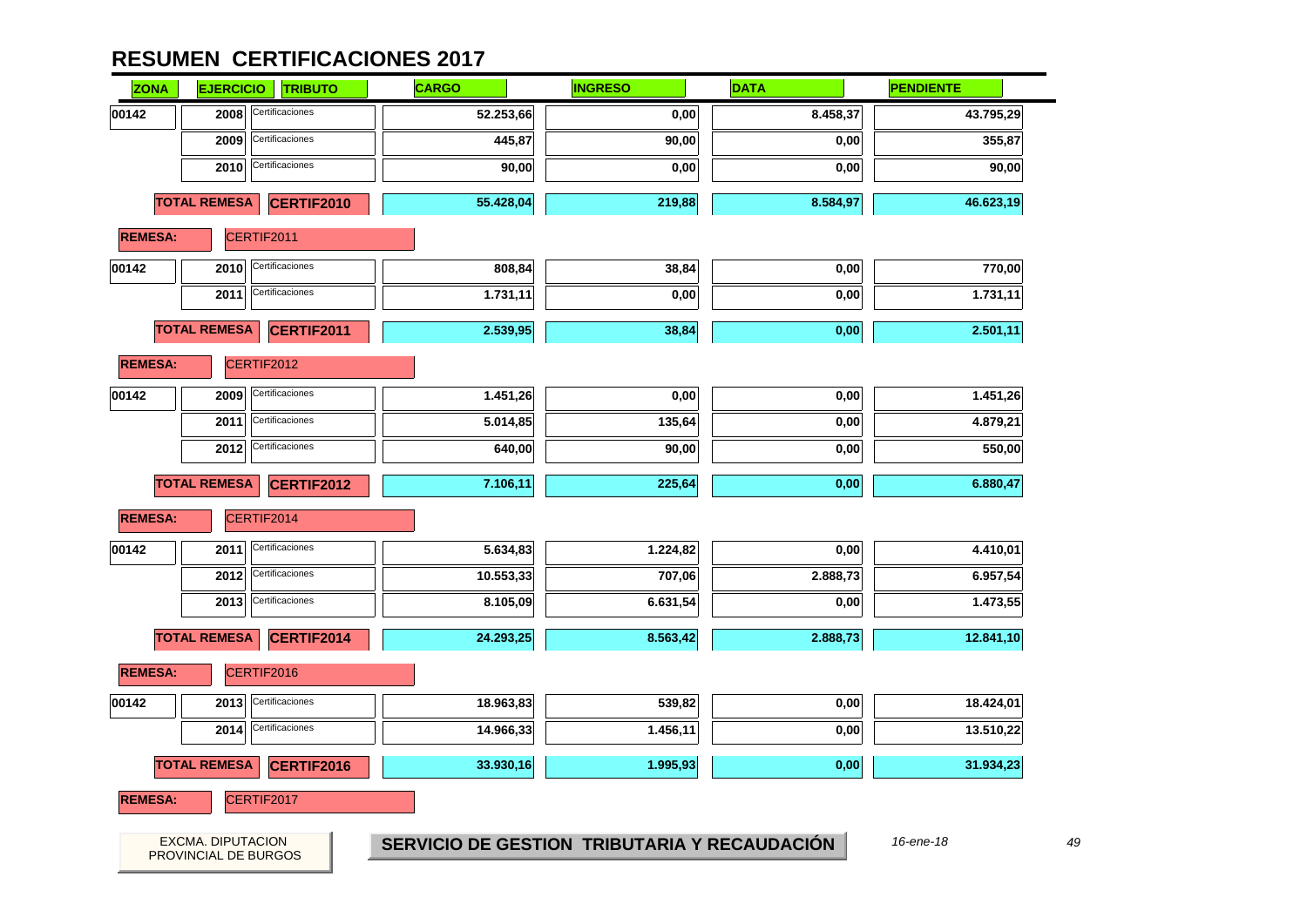# RESUMEN CERTIFICACIONES 2017

| ZONA | EJERCICIO | TRIBUTO | CARGO | INGRESO | DATA | PENDIENTE |
|---|---|---|---|---|---|---|
| 00142 | 2008 | Certificaciones | 52.253,66 | 0,00 | 8.458,37 | 43.795,29 |
| | 2009 | Certificaciones | 445,87 | 90,00 | 0,00 | 355,87 |
| | 2010 | Certificaciones | 90,00 | 0,00 | 0,00 | 90,00 |
| | **TOTAL REMESA** | **CERTIF2010** | **55.428,04** | **219,88** | **8.584,97** | **46.623,19** |
| **REMESA:** | CERTIF2011 | | | | | |
| 00142 | 2010 | Certificaciones | 808,84 | 38,84 | 0,00 | 770,00 |
| | 2011 | Certificaciones | 1.731,11 | 0,00 | 0,00 | 1.731,11 |
| | **TOTAL REMESA** | **CERTIF2011** | **2.539,95** | **38,84** | **0,00** | **2.501,11** |
| **REMESA:** | CERTIF2012 | | | | | |
| 00142 | 2009 | Certificaciones | 1.451,26 | 0,00 | 0,00 | 1.451,26 |
| | 2011 | Certificaciones | 5.014,85 | 135,64 | 0,00 | 4.879,21 |
| | 2012 | Certificaciones | 640,00 | 90,00 | 0,00 | 550,00 |
| | **TOTAL REMESA** | **CERTIF2012** | **7.106,11** | **225,64** | **0,00** | **6.880,47** |
| **REMESA:** | CERTIF2014 | | | | | |
| 00142 | 2011 | Certificaciones | 5.634,83 | 1.224,82 | 0,00 | 4.410,01 |
| | 2012 | Certificaciones | 10.553,33 | 707,06 | 2.888,73 | 6.957,54 |
| | 2013 | Certificaciones | 8.105,09 | 6.631,54 | 0,00 | 1.473,55 |
| | **TOTAL REMESA** | **CERTIF2014** | **24.293,25** | **8.563,42** | **2.888,73** | **12.841,10** |
| **REMESA:** | CERTIF2016 | | | | | |
| 00142 | 2013 | Certificaciones | 18.963,83 | 539,82 | 0,00 | 18.424,01 |
| | 2014 | Certificaciones | 14.966,33 | 1.456,11 | 0,00 | 13.510,22 |
| | **TOTAL REMESA** | **CERTIF2016** | **33.930,16** | **1.995,93** | **0,00** | **31.934,23** |
| **REMESA:** | CERTIF2017 | | | | | |

EXCMA. DIPUTACION PROVINCIAL DE BURGOS

**SERVICIO DE GESTION TRIBUTARIA Y RECAUDACIÓN**

*16-ene-18*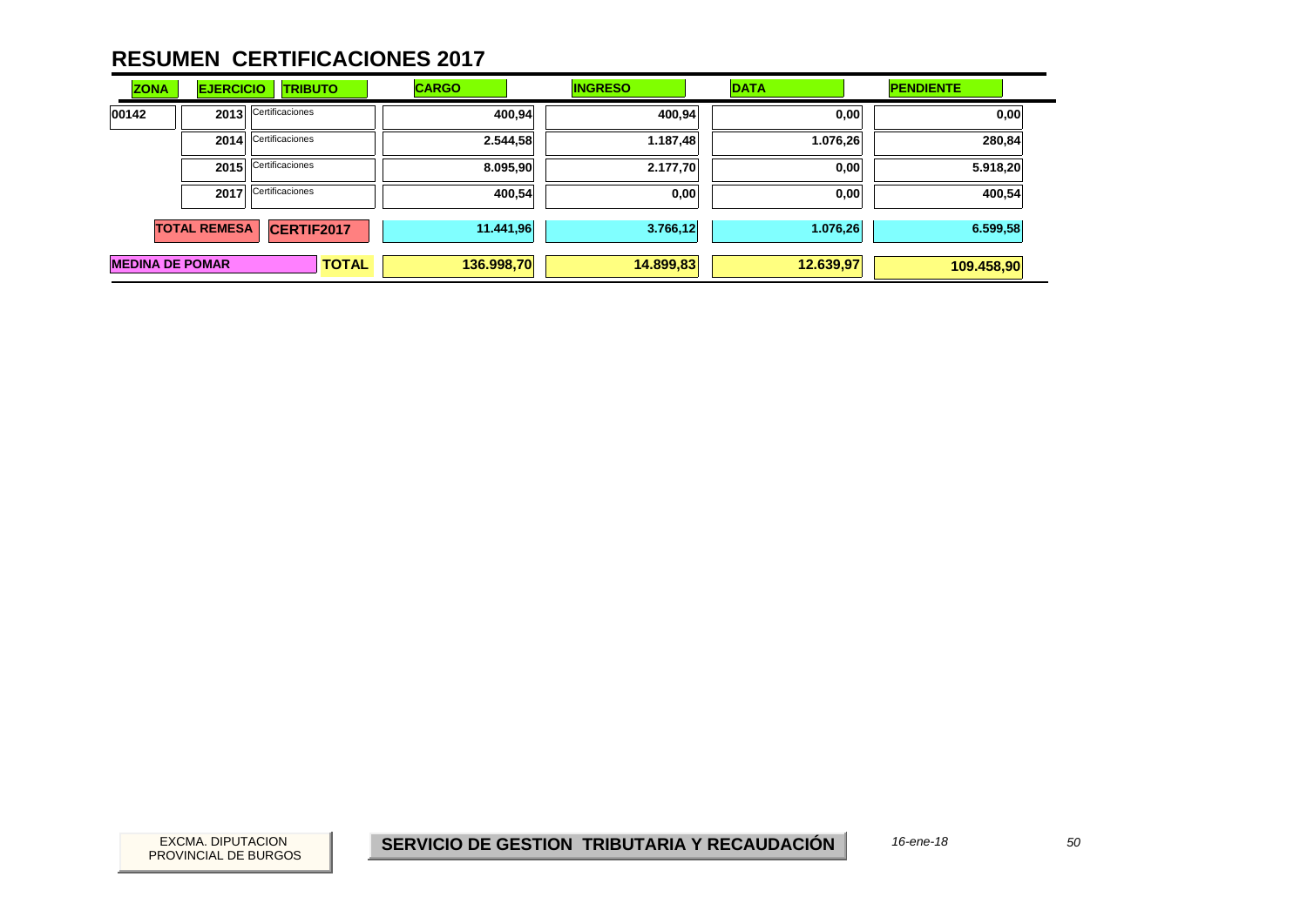# RESUMEN CERTIFICACIONES 2017

| ZONA | EJERCICIO | TRIBUTO | CARGO | INGRESO | DATA | PENDIENTE |
|---|---|---|---|---|---|---|
| 00142 | 2013 | Certificaciones | 400,94 | 400,94 | 0,00 | 0,00 |
| | 2014 | Certificaciones | 2.544,58 | 1.187,48 | 1.076,26 | 280,84 |
| | 2015 | Certificaciones | 8.095,90 | 2.177,70 | 0,00 | 5.918,20 |
| | 2017 | Certificaciones | 400,54 | 0,00 | 0,00 | 400,54 |
| **TOTAL REMESA** | | **CERTIF2017** | **11.441,96** | **3.766,12** | **1.076,26** | **6.599,58** |
| **MEDINA DE POMAR** | | **TOTAL** | **136.998,70** | **14.899,83** | **12.639,97** | **109.458,90** |

EXCMA. DIPUTACION PROVINCIAL DE BURGOS

**SERVICIO DE GESTION TRIBUTARIA Y RECAUDACIÓN**

*16-ene-18*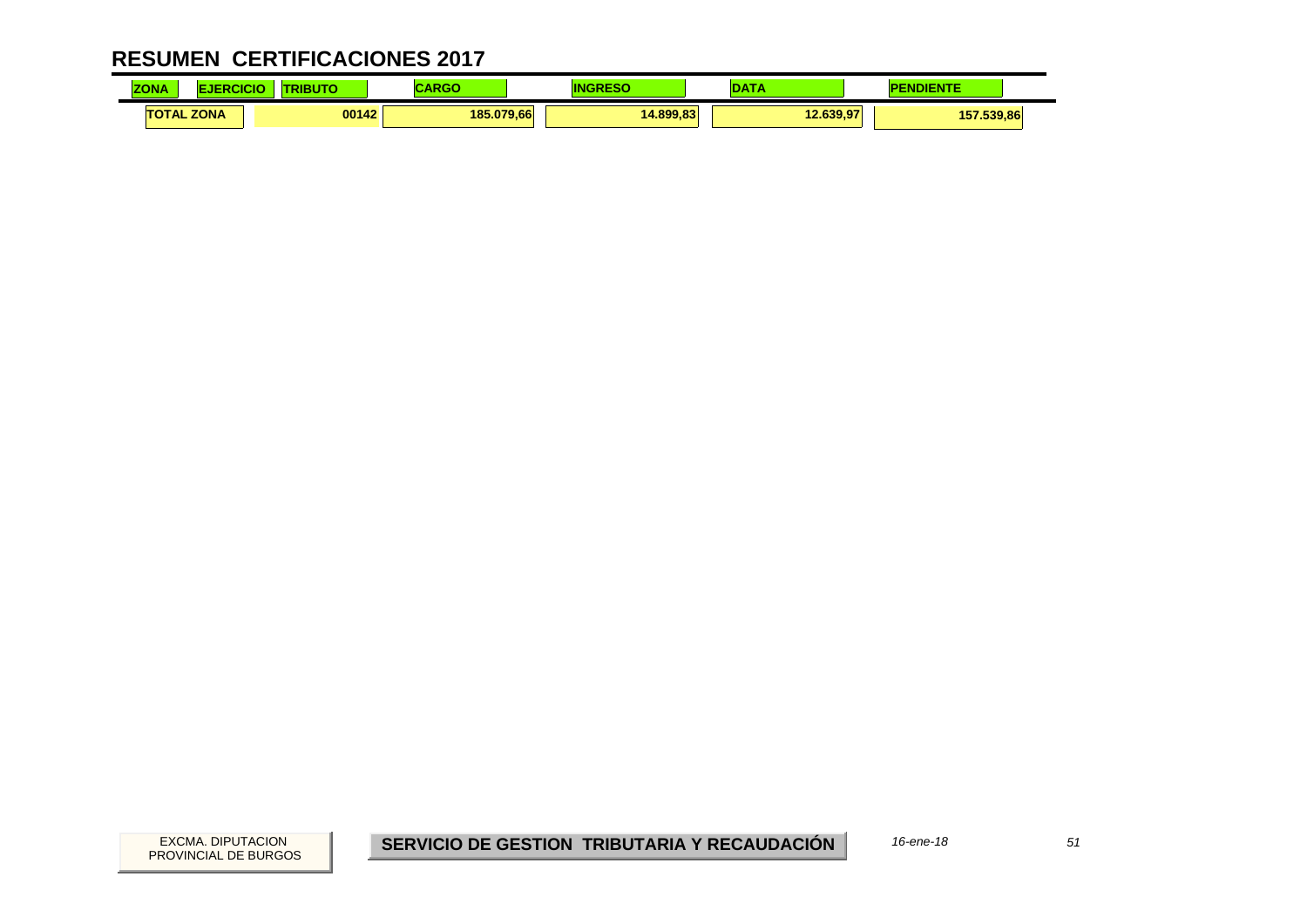# RESUMEN CERTIFICACIONES 2017

| ZONA | EJERCICIO | TRIBUTO | CARGO | INGRESO | DATA | PENDIENTE |
|---|---|---|---|---|---|---|
| TOTAL ZONA | | 00142 | 185.079,66 | 14.899,83 | 12.639,97 | 157.539,86 |

EXCMA. DIPUTACION PROVINCIAL DE BURGOS

**SERVICIO DE GESTION TRIBUTARIA Y RECAUDACIÓN**

*16-ene-18*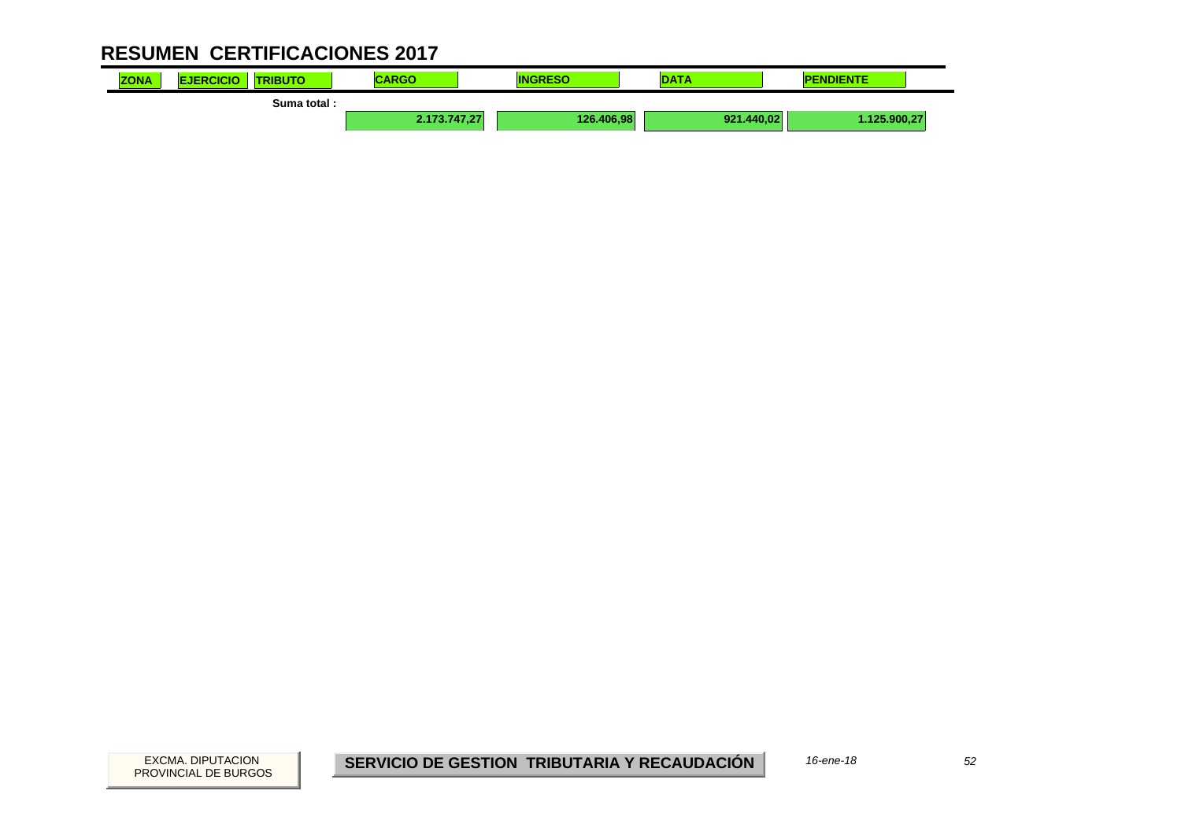# RESUMEN CERTIFICACIONES 2017

| ZONA | EJERCICIO | TRIBUTO | CARGO | INGRESO | DATA | PENDIENTE |
|---|---|---|---|---|---|---|
| | | Suma total : | 2.173.747,27 | 126.406,98 | 921.440,02 | 1.125.900,27 |

EXCMA. DIPUTACION PROVINCIAL DE BURGOS

**SERVICIO DE GESTION TRIBUTARIA Y RECAUDACIÓN**

*16-ene-18*